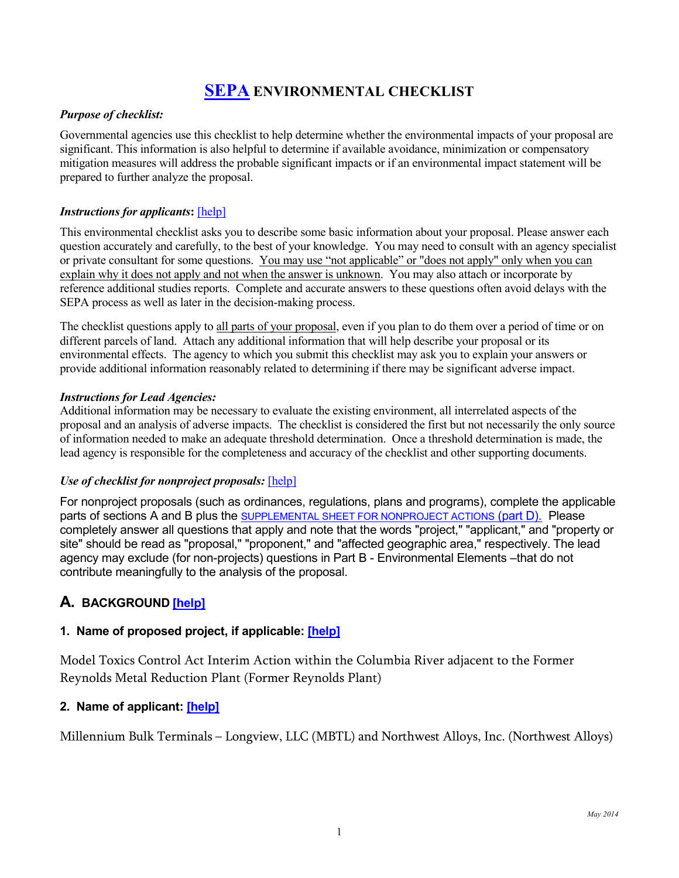# SEPA ENVIRONMENTAL CHECKLIST

***Purpose of checklist:***

Governmental agencies use this checklist to help determine whether the environmental impacts of your proposal are significant. This information is also helpful to determine if available avoidance, minimization or compensatory mitigation measures will address the probable significant impacts or if an environmental impact statement will be prepared to further analyze the proposal.

***Instructions for applicants*:** [help]

This environmental checklist asks you to describe some basic information about your proposal. Please answer each question accurately and carefully, to the best of your knowledge. You may need to consult with an agency specialist or private consultant for some questions. You may use "not applicable" or "does not apply" only when you can explain why it does not apply and not when the answer is unknown. You may also attach or incorporate by reference additional studies reports. Complete and accurate answers to these questions often avoid delays with the SEPA process as well as later in the decision-making process.

The checklist questions apply to all parts of your proposal, even if you plan to do them over a period of time or on different parcels of land. Attach any additional information that will help describe your proposal or its environmental effects. The agency to which you submit this checklist may ask you to explain your answers or provide additional information reasonably related to determining if there may be significant adverse impact.

***Instructions for Lead Agencies:***

Additional information may be necessary to evaluate the existing environment, all interrelated aspects of the proposal and an analysis of adverse impacts. The checklist is considered the first but not necessarily the only source of information needed to make an adequate threshold determination. Once a threshold determination is made, the lead agency is responsible for the completeness and accuracy of the checklist and other supporting documents.

***Use of checklist for nonproject proposals:*** [help]

For nonproject proposals (such as ordinances, regulations, plans and programs), complete the applicable parts of sections A and B plus the SUPPLEMENTAL SHEET FOR NONPROJECT ACTIONS (part D). Please completely answer all questions that apply and note that the words "project," "applicant," and "property or site" should be read as "proposal," "proponent," and "affected geographic area," respectively. The lead agency may exclude (for non-projects) questions in Part B - Environmental Elements –that do not contribute meaningfully to the analysis of the proposal.

## A. BACKGROUND [help]

### 1. Name of proposed project, if applicable: [help]

Model Toxics Control Act Interim Action within the Columbia River adjacent to the Former Reynolds Metal Reduction Plant (Former Reynolds Plant)

### 2. Name of applicant: [help]

Millennium Bulk Terminals – Longview, LLC (MBTL) and Northwest Alloys, Inc. (Northwest Alloys)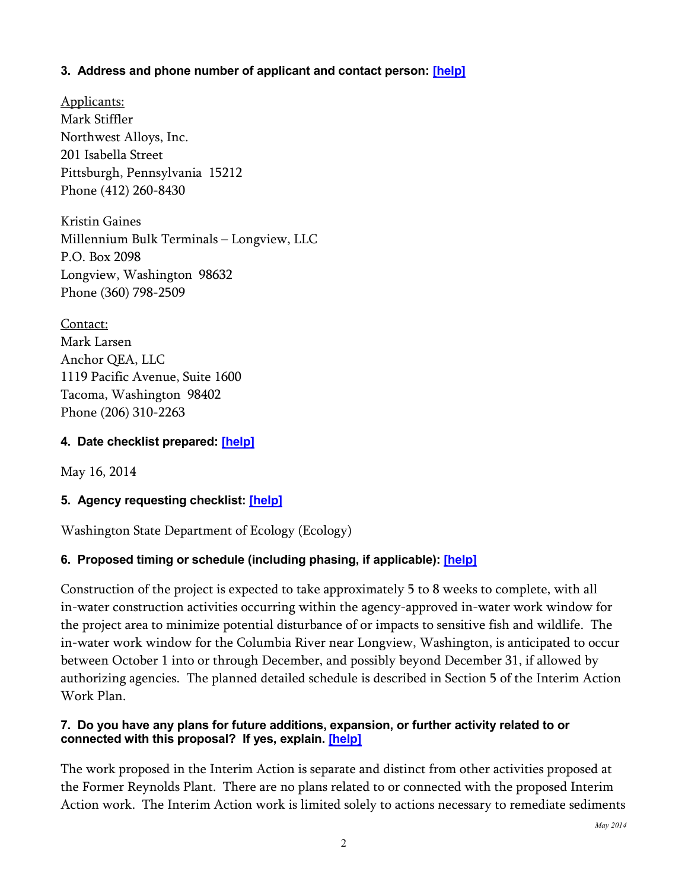**3. Address and phone number of applicant and contact person: [help]**

Applicants:
Mark Stiffler
Northwest Alloys, Inc.
201 Isabella Street
Pittsburgh, Pennsylvania 15212
Phone (412) 260-8430

Kristin Gaines
Millennium Bulk Terminals – Longview, LLC
P.O. Box 2098
Longview, Washington 98632
Phone (360) 798-2509

Contact:
Mark Larsen
Anchor QEA, LLC
1119 Pacific Avenue, Suite 1600
Tacoma, Washington 98402
Phone (206) 310-2263

**4. Date checklist prepared: [help]**

May 16, 2014

**5. Agency requesting checklist: [help]**

Washington State Department of Ecology (Ecology)

**6. Proposed timing or schedule (including phasing, if applicable): [help]**

Construction of the project is expected to take approximately 5 to 8 weeks to complete, with all in-water construction activities occurring within the agency-approved in-water work window for the project area to minimize potential disturbance of or impacts to sensitive fish and wildlife. The in-water work window for the Columbia River near Longview, Washington, is anticipated to occur between October 1 into or through December, and possibly beyond December 31, if allowed by authorizing agencies. The planned detailed schedule is described in Section 5 of the Interim Action Work Plan.

**7. Do you have any plans for future additions, expansion, or further activity related to or connected with this proposal? If yes, explain. [help]**

The work proposed in the Interim Action is separate and distinct from other activities proposed at the Former Reynolds Plant. There are no plans related to or connected with the proposed Interim Action work. The Interim Action work is limited solely to actions necessary to remediate sediments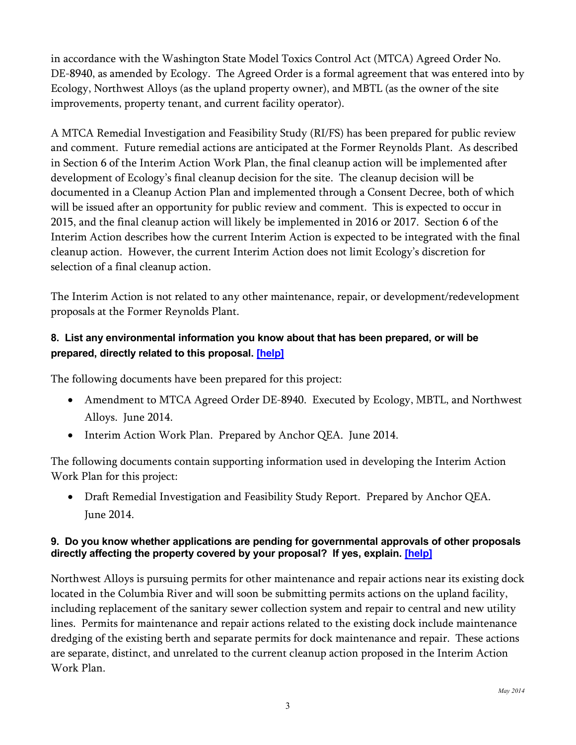in accordance with the Washington State Model Toxics Control Act (MTCA) Agreed Order No. DE-8940, as amended by Ecology. The Agreed Order is a formal agreement that was entered into by Ecology, Northwest Alloys (as the upland property owner), and MBTL (as the owner of the site improvements, property tenant, and current facility operator).

A MTCA Remedial Investigation and Feasibility Study (RI/FS) has been prepared for public review and comment. Future remedial actions are anticipated at the Former Reynolds Plant. As described in Section 6 of the Interim Action Work Plan, the final cleanup action will be implemented after development of Ecology's final cleanup decision for the site. The cleanup decision will be documented in a Cleanup Action Plan and implemented through a Consent Decree, both of which will be issued after an opportunity for public review and comment. This is expected to occur in 2015, and the final cleanup action will likely be implemented in 2016 or 2017. Section 6 of the Interim Action describes how the current Interim Action is expected to be integrated with the final cleanup action. However, the current Interim Action does not limit Ecology's discretion for selection of a final cleanup action.

The Interim Action is not related to any other maintenance, repair, or development/redevelopment proposals at the Former Reynolds Plant.

**8. List any environmental information you know about that has been prepared, or will be prepared, directly related to this proposal. [help]**

The following documents have been prepared for this project:

- Amendment to MTCA Agreed Order DE-8940. Executed by Ecology, MBTL, and Northwest Alloys. June 2014.
- Interim Action Work Plan. Prepared by Anchor QEA. June 2014.

The following documents contain supporting information used in developing the Interim Action Work Plan for this project:

- Draft Remedial Investigation and Feasibility Study Report. Prepared by Anchor QEA. June 2014.

**9. Do you know whether applications are pending for governmental approvals of other proposals directly affecting the property covered by your proposal? If yes, explain. [help]**

Northwest Alloys is pursuing permits for other maintenance and repair actions near its existing dock located in the Columbia River and will soon be submitting permits actions on the upland facility, including replacement of the sanitary sewer collection system and repair to central and new utility lines. Permits for maintenance and repair actions related to the existing dock include maintenance dredging of the existing berth and separate permits for dock maintenance and repair. These actions are separate, distinct, and unrelated to the current cleanup action proposed in the Interim Action Work Plan.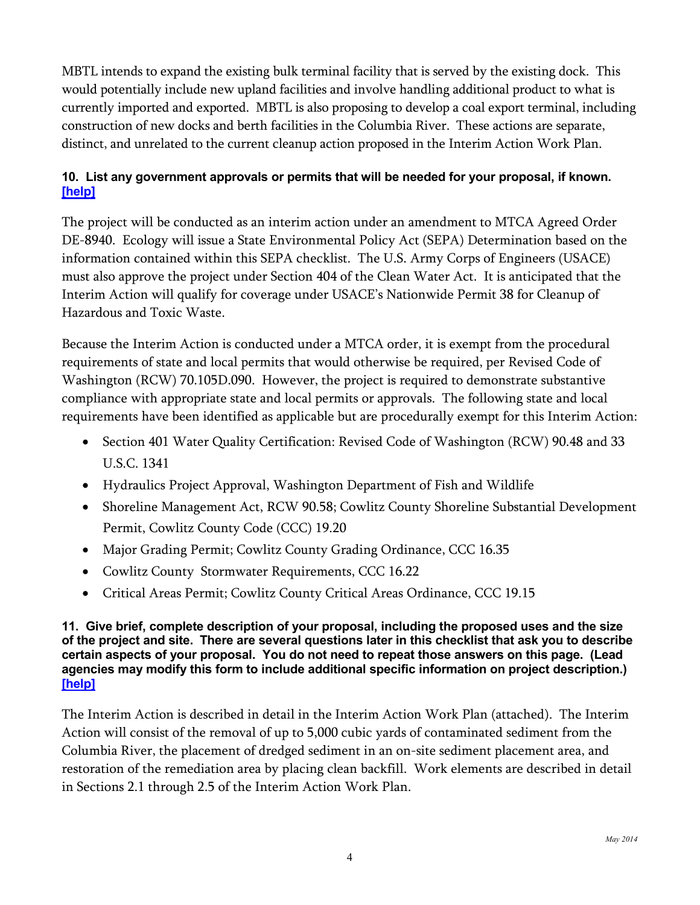MBTL intends to expand the existing bulk terminal facility that is served by the existing dock. This would potentially include new upland facilities and involve handling additional product to what is currently imported and exported. MBTL is also proposing to develop a coal export terminal, including construction of new docks and berth facilities in the Columbia River. These actions are separate, distinct, and unrelated to the current cleanup action proposed in the Interim Action Work Plan.

**10. List any government approvals or permits that will be needed for your proposal, if known. [help]**

The project will be conducted as an interim action under an amendment to MTCA Agreed Order DE-8940. Ecology will issue a State Environmental Policy Act (SEPA) Determination based on the information contained within this SEPA checklist. The U.S. Army Corps of Engineers (USACE) must also approve the project under Section 404 of the Clean Water Act. It is anticipated that the Interim Action will qualify for coverage under USACE's Nationwide Permit 38 for Cleanup of Hazardous and Toxic Waste.

Because the Interim Action is conducted under a MTCA order, it is exempt from the procedural requirements of state and local permits that would otherwise be required, per Revised Code of Washington (RCW) 70.105D.090. However, the project is required to demonstrate substantive compliance with appropriate state and local permits or approvals. The following state and local requirements have been identified as applicable but are procedurally exempt for this Interim Action:

- Section 401 Water Quality Certification: Revised Code of Washington (RCW) 90.48 and 33 U.S.C. 1341
- Hydraulics Project Approval, Washington Department of Fish and Wildlife
- Shoreline Management Act, RCW 90.58; Cowlitz County Shoreline Substantial Development Permit, Cowlitz County Code (CCC) 19.20
- Major Grading Permit; Cowlitz County Grading Ordinance, CCC 16.35
- Cowlitz County Stormwater Requirements, CCC 16.22
- Critical Areas Permit; Cowlitz County Critical Areas Ordinance, CCC 19.15

**11. Give brief, complete description of your proposal, including the proposed uses and the size of the project and site. There are several questions later in this checklist that ask you to describe certain aspects of your proposal. You do not need to repeat those answers on this page. (Lead agencies may modify this form to include additional specific information on project description.) [help]**

The Interim Action is described in detail in the Interim Action Work Plan (attached). The Interim Action will consist of the removal of up to 5,000 cubic yards of contaminated sediment from the Columbia River, the placement of dredged sediment in an on-site sediment placement area, and restoration of the remediation area by placing clean backfill. Work elements are described in detail in Sections 2.1 through 2.5 of the Interim Action Work Plan.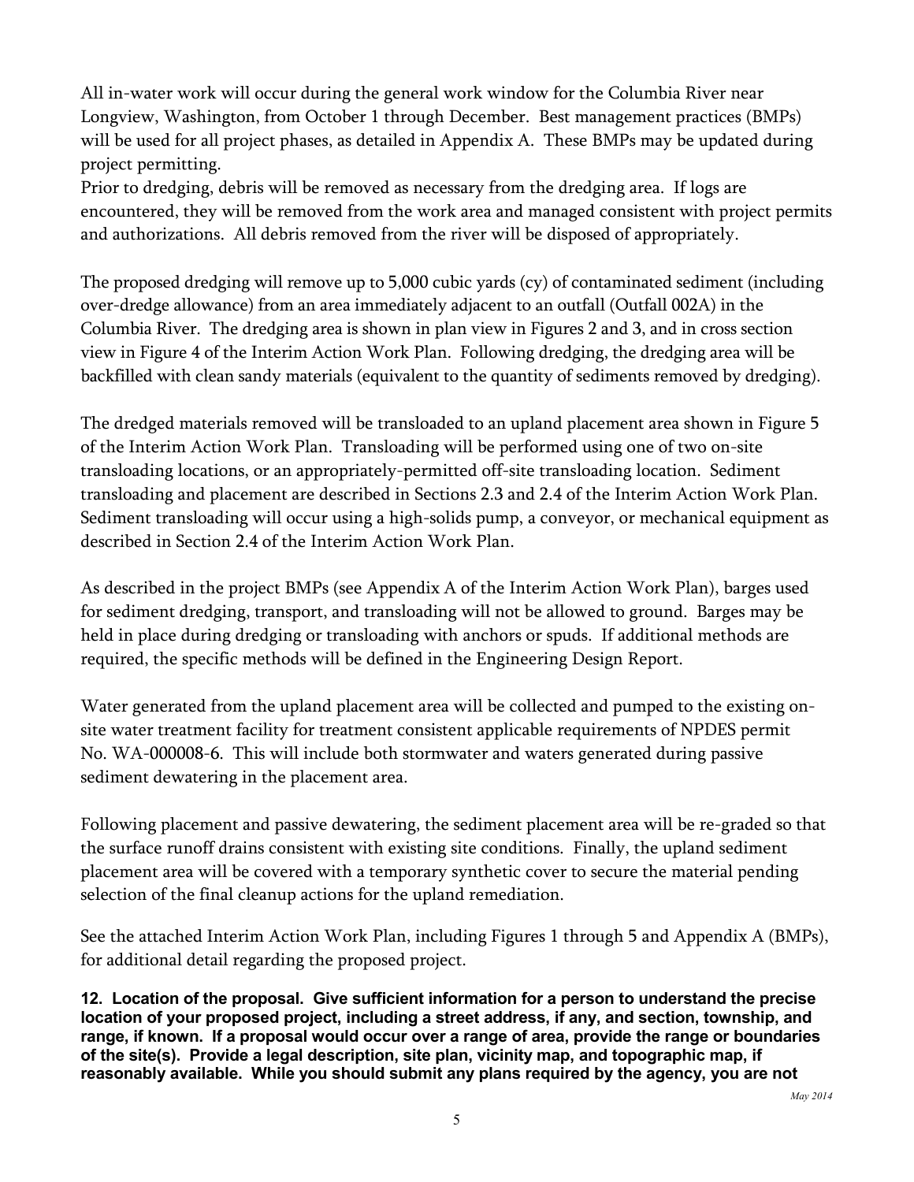All in-water work will occur during the general work window for the Columbia River near Longview, Washington, from October 1 through December. Best management practices (BMPs) will be used for all project phases, as detailed in Appendix A. These BMPs may be updated during project permitting.

Prior to dredging, debris will be removed as necessary from the dredging area. If logs are encountered, they will be removed from the work area and managed consistent with project permits and authorizations. All debris removed from the river will be disposed of appropriately.

The proposed dredging will remove up to 5,000 cubic yards (cy) of contaminated sediment (including over-dredge allowance) from an area immediately adjacent to an outfall (Outfall 002A) in the Columbia River. The dredging area is shown in plan view in Figures 2 and 3, and in cross section view in Figure 4 of the Interim Action Work Plan. Following dredging, the dredging area will be backfilled with clean sandy materials (equivalent to the quantity of sediments removed by dredging).

The dredged materials removed will be transloaded to an upland placement area shown in Figure 5 of the Interim Action Work Plan. Transloading will be performed using one of two on-site transloading locations, or an appropriately-permitted off-site transloading location. Sediment transloading and placement are described in Sections 2.3 and 2.4 of the Interim Action Work Plan. Sediment transloading will occur using a high-solids pump, a conveyor, or mechanical equipment as described in Section 2.4 of the Interim Action Work Plan.

As described in the project BMPs (see Appendix A of the Interim Action Work Plan), barges used for sediment dredging, transport, and transloading will not be allowed to ground. Barges may be held in place during dredging or transloading with anchors or spuds. If additional methods are required, the specific methods will be defined in the Engineering Design Report.

Water generated from the upland placement area will be collected and pumped to the existing on-site water treatment facility for treatment consistent applicable requirements of NPDES permit No. WA-000008-6. This will include both stormwater and waters generated during passive sediment dewatering in the placement area.

Following placement and passive dewatering, the sediment placement area will be re-graded so that the surface runoff drains consistent with existing site conditions. Finally, the upland sediment placement area will be covered with a temporary synthetic cover to secure the material pending selection of the final cleanup actions for the upland remediation.

See the attached Interim Action Work Plan, including Figures 1 through 5 and Appendix A (BMPs), for additional detail regarding the proposed project.

**12. Location of the proposal. Give sufficient information for a person to understand the precise location of your proposed project, including a street address, if any, and section, township, and range, if known. If a proposal would occur over a range of area, provide the range or boundaries of the site(s). Provide a legal description, site plan, vicinity map, and topographic map, if reasonably available. While you should submit any plans required by the agency, you are not**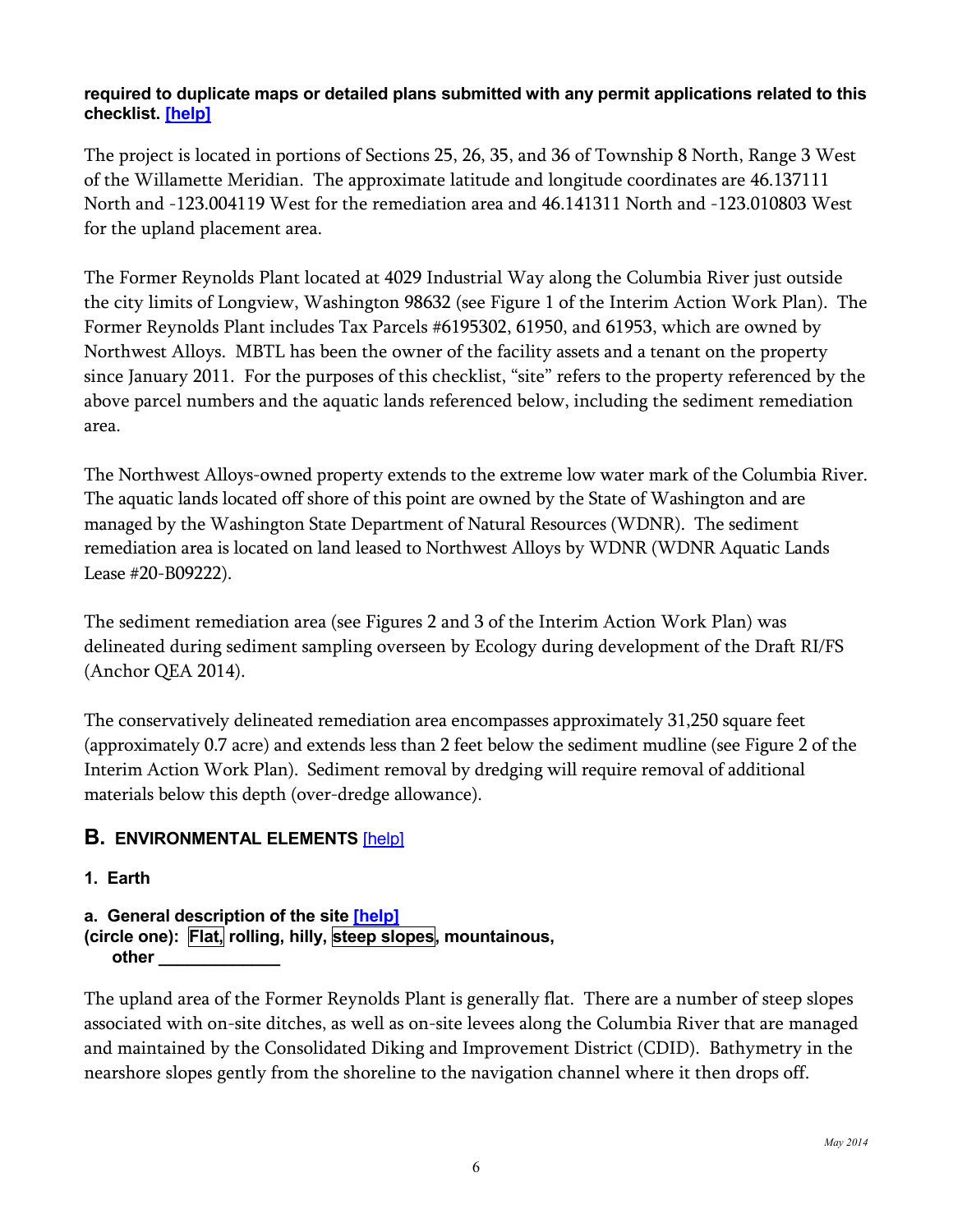**required to duplicate maps or detailed plans submitted with any permit applications related to this checklist. [help]**

The project is located in portions of Sections 25, 26, 35, and 36 of Township 8 North, Range 3 West of the Willamette Meridian. The approximate latitude and longitude coordinates are 46.137111 North and -123.004119 West for the remediation area and 46.141311 North and -123.010803 West for the upland placement area.

The Former Reynolds Plant located at 4029 Industrial Way along the Columbia River just outside the city limits of Longview, Washington 98632 (see Figure 1 of the Interim Action Work Plan). The Former Reynolds Plant includes Tax Parcels #6195302, 61950, and 61953, which are owned by Northwest Alloys. MBTL has been the owner of the facility assets and a tenant on the property since January 2011. For the purposes of this checklist, "site" refers to the property referenced by the above parcel numbers and the aquatic lands referenced below, including the sediment remediation area.

The Northwest Alloys-owned property extends to the extreme low water mark of the Columbia River. The aquatic lands located off shore of this point are owned by the State of Washington and are managed by the Washington State Department of Natural Resources (WDNR). The sediment remediation area is located on land leased to Northwest Alloys by WDNR (WDNR Aquatic Lands Lease #20-B09222).

The sediment remediation area (see Figures 2 and 3 of the Interim Action Work Plan) was delineated during sediment sampling overseen by Ecology during development of the Draft RI/FS (Anchor QEA 2014).

The conservatively delineated remediation area encompasses approximately 31,250 square feet (approximately 0.7 acre) and extends less than 2 feet below the sediment mudline (see Figure 2 of the Interim Action Work Plan). Sediment removal by dredging will require removal of additional materials below this depth (over-dredge allowance).

## B. ENVIRONMENTAL ELEMENTS [help]

### 1. Earth

**a. General description of the site [help]**
**(circle one): Flat, rolling, hilly, steep slopes, mountainous, other _____________**

The upland area of the Former Reynolds Plant is generally flat. There are a number of steep slopes associated with on-site ditches, as well as on-site levees along the Columbia River that are managed and maintained by the Consolidated Diking and Improvement District (CDID). Bathymetry in the nearshore slopes gently from the shoreline to the navigation channel where it then drops off.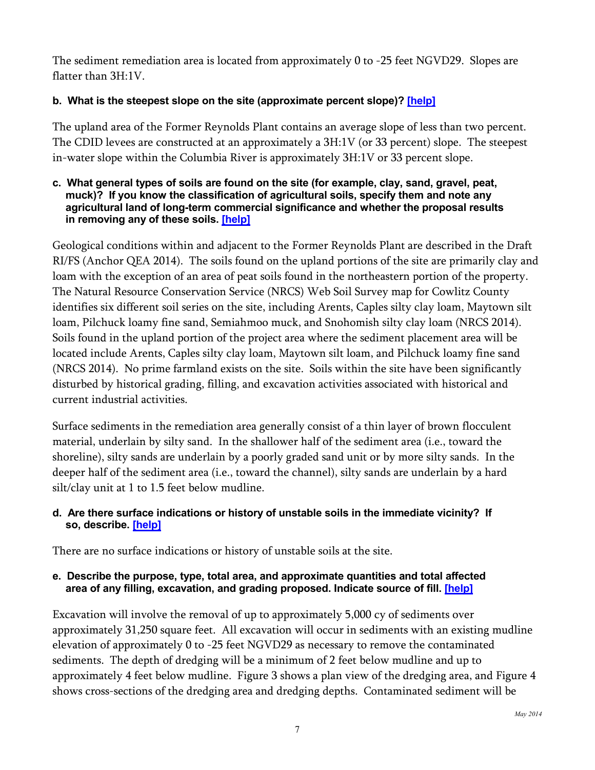The sediment remediation area is located from approximately 0 to -25 feet NGVD29. Slopes are flatter than 3H:1V.

**b. What is the steepest slope on the site (approximate percent slope)? [help]**

The upland area of the Former Reynolds Plant contains an average slope of less than two percent. The CDID levees are constructed at an approximately a 3H:1V (or 33 percent) slope. The steepest in-water slope within the Columbia River is approximately 3H:1V or 33 percent slope.

**c. What general types of soils are found on the site (for example, clay, sand, gravel, peat, muck)? If you know the classification of agricultural soils, specify them and note any agricultural land of long-term commercial significance and whether the proposal results in removing any of these soils. [help]**

Geological conditions within and adjacent to the Former Reynolds Plant are described in the Draft RI/FS (Anchor QEA 2014). The soils found on the upland portions of the site are primarily clay and loam with the exception of an area of peat soils found in the northeastern portion of the property. The Natural Resource Conservation Service (NRCS) Web Soil Survey map for Cowlitz County identifies six different soil series on the site, including Arents, Caples silty clay loam, Maytown silt loam, Pilchuck loamy fine sand, Semiahmoo muck, and Snohomish silty clay loam (NRCS 2014). Soils found in the upland portion of the project area where the sediment placement area will be located include Arents, Caples silty clay loam, Maytown silt loam, and Pilchuck loamy fine sand (NRCS 2014). No prime farmland exists on the site. Soils within the site have been significantly disturbed by historical grading, filling, and excavation activities associated with historical and current industrial activities.

Surface sediments in the remediation area generally consist of a thin layer of brown flocculent material, underlain by silty sand. In the shallower half of the sediment area (i.e., toward the shoreline), silty sands are underlain by a poorly graded sand unit or by more silty sands. In the deeper half of the sediment area (i.e., toward the channel), silty sands are underlain by a hard silt/clay unit at 1 to 1.5 feet below mudline.

**d. Are there surface indications or history of unstable soils in the immediate vicinity? If so, describe. [help]**

There are no surface indications or history of unstable soils at the site.

**e. Describe the purpose, type, total area, and approximate quantities and total affected area of any filling, excavation, and grading proposed. Indicate source of fill. [help]**

Excavation will involve the removal of up to approximately 5,000 cy of sediments over approximately 31,250 square feet. All excavation will occur in sediments with an existing mudline elevation of approximately 0 to -25 feet NGVD29 as necessary to remove the contaminated sediments. The depth of dredging will be a minimum of 2 feet below mudline and up to approximately 4 feet below mudline. Figure 3 shows a plan view of the dredging area, and Figure 4 shows cross-sections of the dredging area and dredging depths. Contaminated sediment will be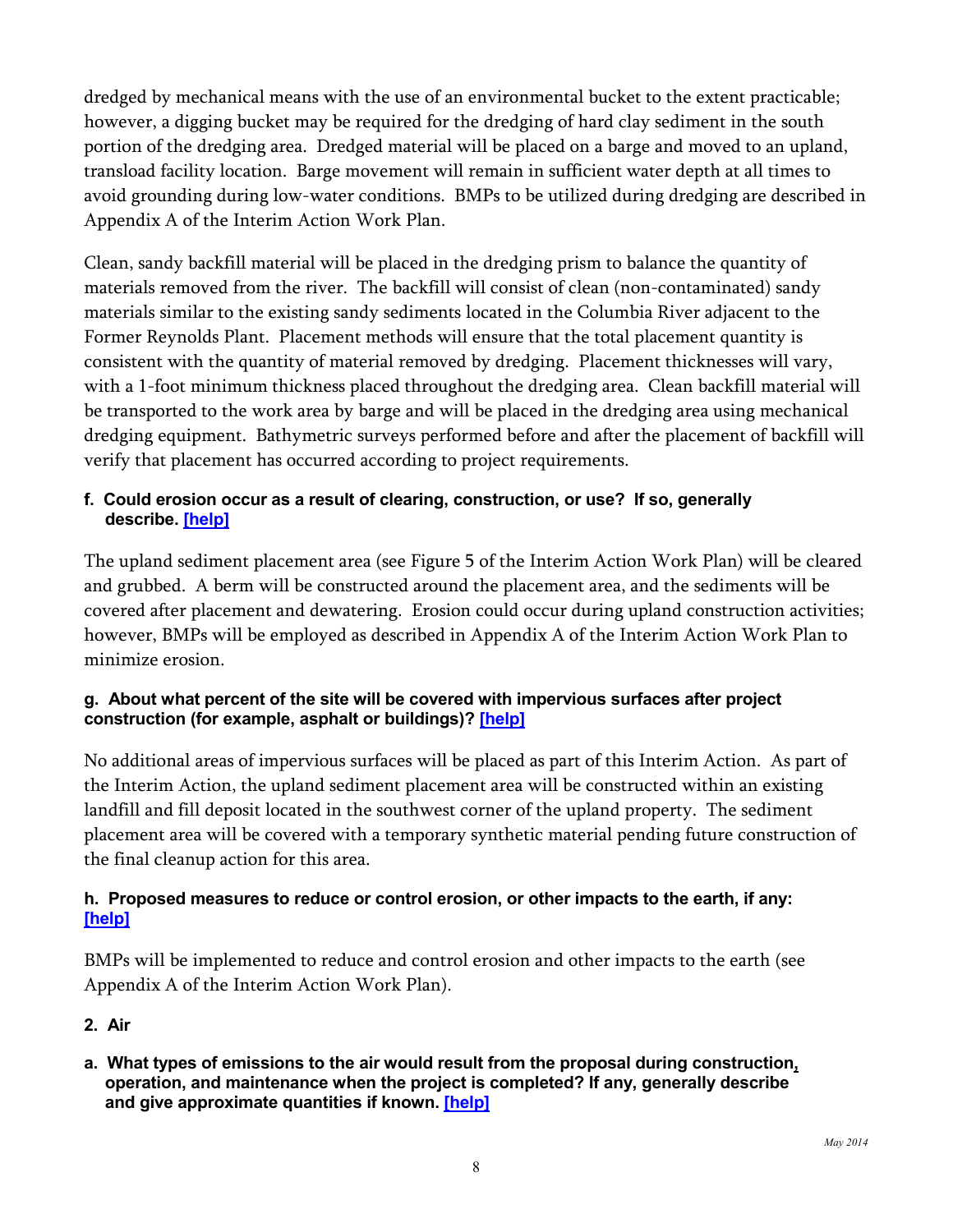dredged by mechanical means with the use of an environmental bucket to the extent practicable; however, a digging bucket may be required for the dredging of hard clay sediment in the south portion of the dredging area. Dredged material will be placed on a barge and moved to an upland, transload facility location. Barge movement will remain in sufficient water depth at all times to avoid grounding during low-water conditions. BMPs to be utilized during dredging are described in Appendix A of the Interim Action Work Plan.

Clean, sandy backfill material will be placed in the dredging prism to balance the quantity of materials removed from the river. The backfill will consist of clean (non-contaminated) sandy materials similar to the existing sandy sediments located in the Columbia River adjacent to the Former Reynolds Plant. Placement methods will ensure that the total placement quantity is consistent with the quantity of material removed by dredging. Placement thicknesses will vary, with a 1-foot minimum thickness placed throughout the dredging area. Clean backfill material will be transported to the work area by barge and will be placed in the dredging area using mechanical dredging equipment. Bathymetric surveys performed before and after the placement of backfill will verify that placement has occurred according to project requirements.

**f. Could erosion occur as a result of clearing, construction, or use? If so, generally describe. [help]**

The upland sediment placement area (see Figure 5 of the Interim Action Work Plan) will be cleared and grubbed. A berm will be constructed around the placement area, and the sediments will be covered after placement and dewatering. Erosion could occur during upland construction activities; however, BMPs will be employed as described in Appendix A of the Interim Action Work Plan to minimize erosion.

**g. About what percent of the site will be covered with impervious surfaces after project construction (for example, asphalt or buildings)? [help]**

No additional areas of impervious surfaces will be placed as part of this Interim Action. As part of the Interim Action, the upland sediment placement area will be constructed within an existing landfill and fill deposit located in the southwest corner of the upland property. The sediment placement area will be covered with a temporary synthetic material pending future construction of the final cleanup action for this area.

**h. Proposed measures to reduce or control erosion, or other impacts to the earth, if any: [help]**

BMPs will be implemented to reduce and control erosion and other impacts to the earth (see Appendix A of the Interim Action Work Plan).

**2. Air**

**a. What types of emissions to the air would result from the proposal during construction, operation, and maintenance when the project is completed? If any, generally describe and give approximate quantities if known. [help]**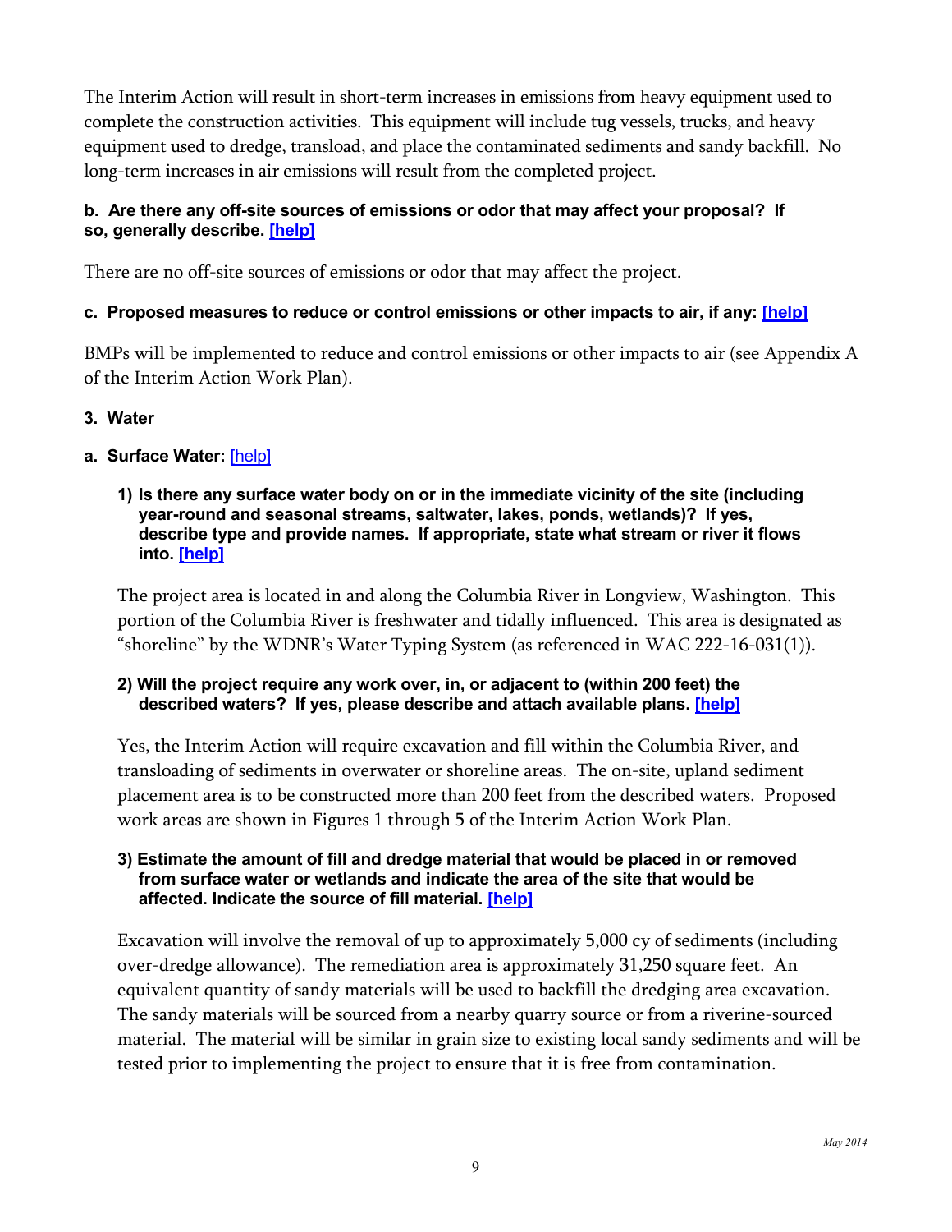The Interim Action will result in short-term increases in emissions from heavy equipment used to complete the construction activities. This equipment will include tug vessels, trucks, and heavy equipment used to dredge, transload, and place the contaminated sediments and sandy backfill. No long-term increases in air emissions will result from the completed project.

**b. Are there any off-site sources of emissions or odor that may affect your proposal? If so, generally describe. [help]**

There are no off-site sources of emissions or odor that may affect the project.

**c. Proposed measures to reduce or control emissions or other impacts to air, if any: [help]**

BMPs will be implemented to reduce and control emissions or other impacts to air (see Appendix A of the Interim Action Work Plan).

**3. Water**

**a. Surface Water:** [help]

**1) Is there any surface water body on or in the immediate vicinity of the site (including year-round and seasonal streams, saltwater, lakes, ponds, wetlands)? If yes, describe type and provide names. If appropriate, state what stream or river it flows into. [help]**

The project area is located in and along the Columbia River in Longview, Washington. This portion of the Columbia River is freshwater and tidally influenced. This area is designated as "shoreline" by the WDNR's Water Typing System (as referenced in WAC 222-16-031(1)).

**2) Will the project require any work over, in, or adjacent to (within 200 feet) the described waters? If yes, please describe and attach available plans. [help]**

Yes, the Interim Action will require excavation and fill within the Columbia River, and transloading of sediments in overwater or shoreline areas. The on-site, upland sediment placement area is to be constructed more than 200 feet from the described waters. Proposed work areas are shown in Figures 1 through 5 of the Interim Action Work Plan.

**3) Estimate the amount of fill and dredge material that would be placed in or removed from surface water or wetlands and indicate the area of the site that would be affected. Indicate the source of fill material. [help]**

Excavation will involve the removal of up to approximately 5,000 cy of sediments (including over-dredge allowance). The remediation area is approximately 31,250 square feet. An equivalent quantity of sandy materials will be used to backfill the dredging area excavation. The sandy materials will be sourced from a nearby quarry source or from a riverine-sourced material. The material will be similar in grain size to existing local sandy sediments and will be tested prior to implementing the project to ensure that it is free from contamination.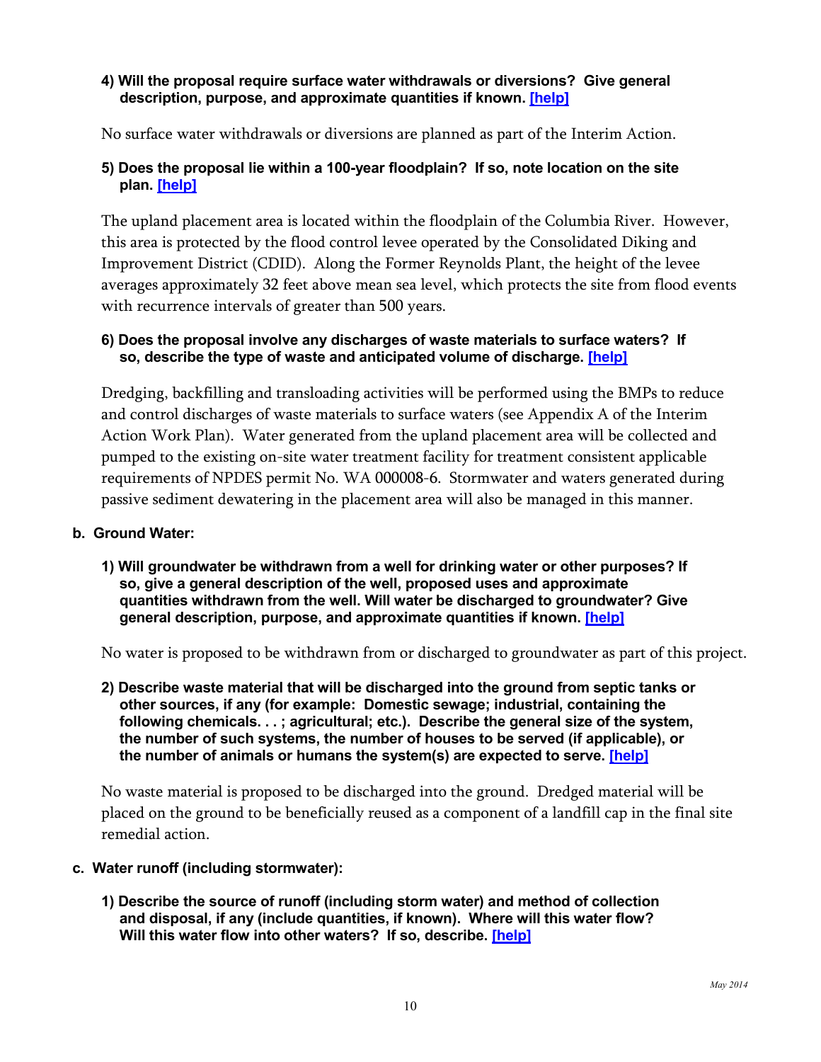**4) Will the proposal require surface water withdrawals or diversions? Give general description, purpose, and approximate quantities if known. [help]**

No surface water withdrawals or diversions are planned as part of the Interim Action.

**5) Does the proposal lie within a 100-year floodplain? If so, note location on the site plan. [help]**

The upland placement area is located within the floodplain of the Columbia River. However, this area is protected by the flood control levee operated by the Consolidated Diking and Improvement District (CDID). Along the Former Reynolds Plant, the height of the levee averages approximately 32 feet above mean sea level, which protects the site from flood events with recurrence intervals of greater than 500 years.

**6) Does the proposal involve any discharges of waste materials to surface waters? If so, describe the type of waste and anticipated volume of discharge. [help]**

Dredging, backfilling and transloading activities will be performed using the BMPs to reduce and control discharges of waste materials to surface waters (see Appendix A of the Interim Action Work Plan). Water generated from the upland placement area will be collected and pumped to the existing on-site water treatment facility for treatment consistent applicable requirements of NPDES permit No. WA 000008-6. Stormwater and waters generated during passive sediment dewatering in the placement area will also be managed in this manner.

**b. Ground Water:**

**1) Will groundwater be withdrawn from a well for drinking water or other purposes? If so, give a general description of the well, proposed uses and approximate quantities withdrawn from the well. Will water be discharged to groundwater? Give general description, purpose, and approximate quantities if known. [help]**

No water is proposed to be withdrawn from or discharged to groundwater as part of this project.

**2) Describe waste material that will be discharged into the ground from septic tanks or other sources, if any (for example: Domestic sewage; industrial, containing the following chemicals. . . ; agricultural; etc.). Describe the general size of the system, the number of such systems, the number of houses to be served (if applicable), or the number of animals or humans the system(s) are expected to serve. [help]**

No waste material is proposed to be discharged into the ground. Dredged material will be placed on the ground to be beneficially reused as a component of a landfill cap in the final site remedial action.

**c. Water runoff (including stormwater):**

**1) Describe the source of runoff (including storm water) and method of collection and disposal, if any (include quantities, if known). Where will this water flow? Will this water flow into other waters? If so, describe. [help]**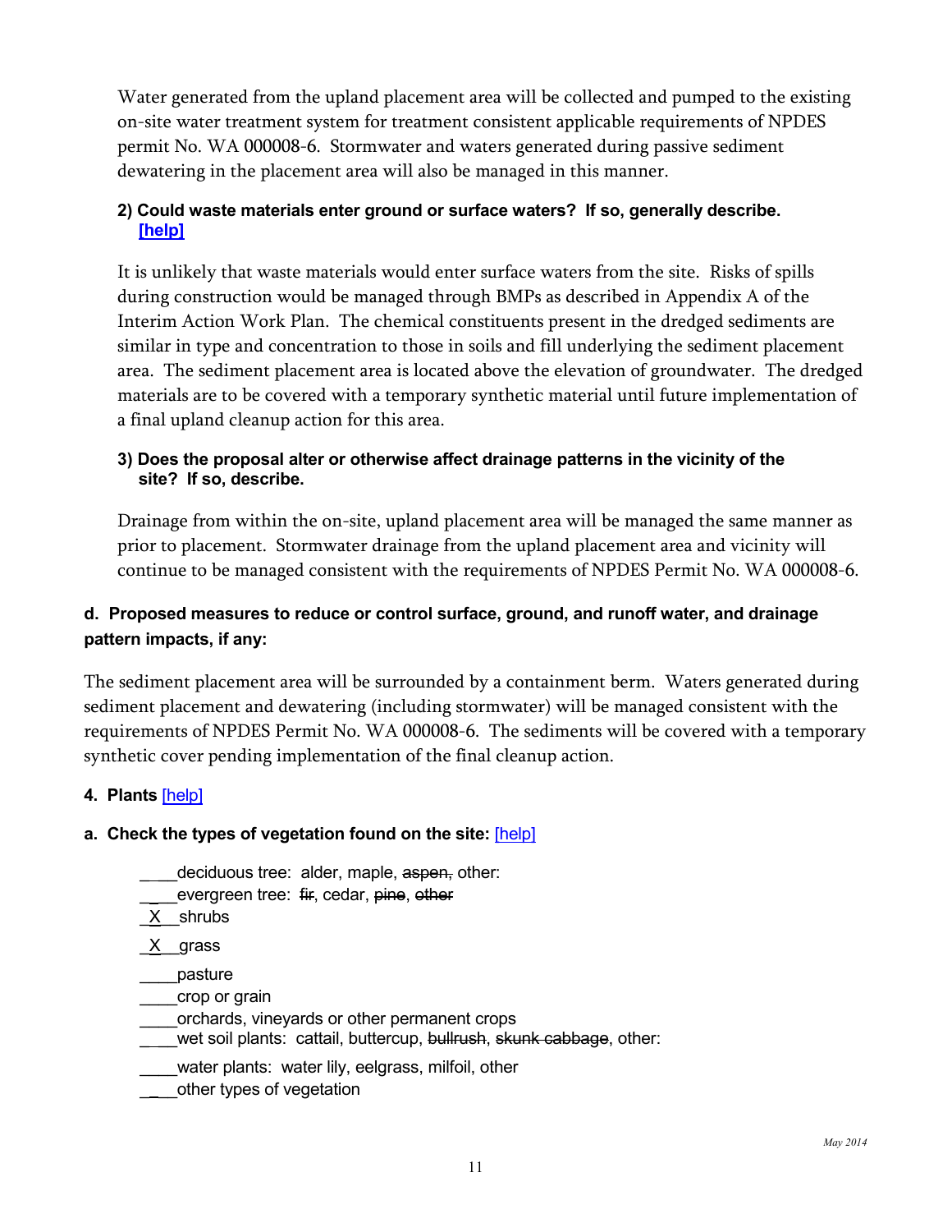Water generated from the upland placement area will be collected and pumped to the existing on-site water treatment system for treatment consistent applicable requirements of NPDES permit No. WA 000008-6. Stormwater and waters generated during passive sediment dewatering in the placement area will also be managed in this manner.

**2) Could waste materials enter ground or surface waters? If so, generally describe. [help]**

It is unlikely that waste materials would enter surface waters from the site. Risks of spills during construction would be managed through BMPs as described in Appendix A of the Interim Action Work Plan. The chemical constituents present in the dredged sediments are similar in type and concentration to those in soils and fill underlying the sediment placement area. The sediment placement area is located above the elevation of groundwater. The dredged materials are to be covered with a temporary synthetic material until future implementation of a final upland cleanup action for this area.

**3) Does the proposal alter or otherwise affect drainage patterns in the vicinity of the site? If so, describe.**

Drainage from within the on-site, upland placement area will be managed the same manner as prior to placement. Stormwater drainage from the upland placement area and vicinity will continue to be managed consistent with the requirements of NPDES Permit No. WA 000008-6.

**d. Proposed measures to reduce or control surface, ground, and runoff water, and drainage pattern impacts, if any:**

The sediment placement area will be surrounded by a containment berm. Waters generated during sediment placement and dewatering (including stormwater) will be managed consistent with the requirements of NPDES Permit No. WA 000008-6. The sediments will be covered with a temporary synthetic cover pending implementation of the final cleanup action.

**4. Plants** [help]

**a. Check the types of vegetation found on the site:** [help]

____deciduous tree: alder, maple, ~~aspen,~~ other:
____evergreen tree: ~~fir~~, cedar, ~~pine~~, ~~other~~
_X__shrubs
_X__grass
____pasture
____crop or grain
____orchards, vineyards or other permanent crops
____wet soil plants: cattail, buttercup, ~~bullrush~~, ~~skunk cabbage~~, other:
____water plants: water lily, eelgrass, milfoil, other
____other types of vegetation

May 2014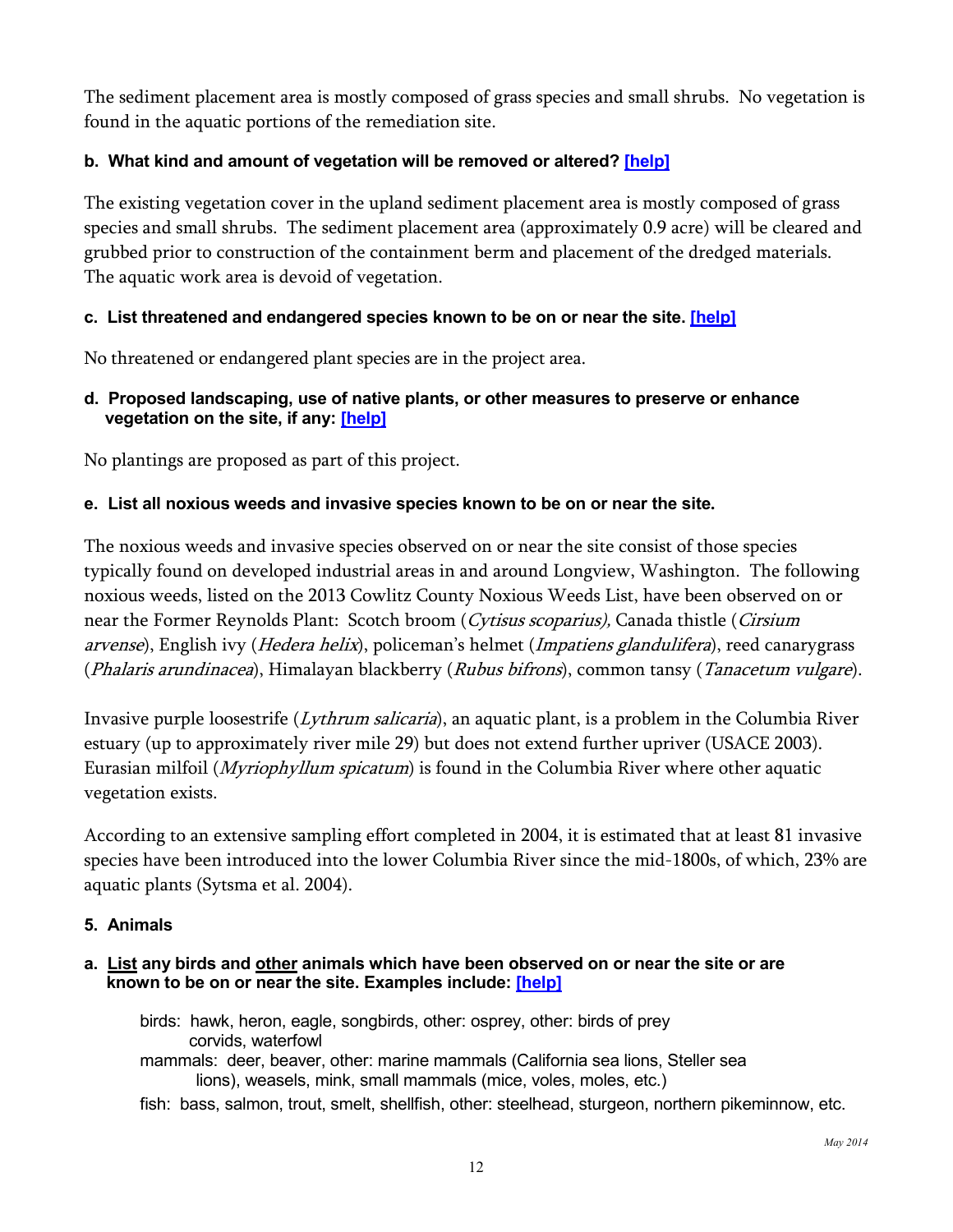The sediment placement area is mostly composed of grass species and small shrubs. No vegetation is found in the aquatic portions of the remediation site.

**b. What kind and amount of vegetation will be removed or altered? [help]**

The existing vegetation cover in the upland sediment placement area is mostly composed of grass species and small shrubs. The sediment placement area (approximately 0.9 acre) will be cleared and grubbed prior to construction of the containment berm and placement of the dredged materials. The aquatic work area is devoid of vegetation.

**c. List threatened and endangered species known to be on or near the site. [help]**

No threatened or endangered plant species are in the project area.

**d. Proposed landscaping, use of native plants, or other measures to preserve or enhance vegetation on the site, if any: [help]**

No plantings are proposed as part of this project.

**e. List all noxious weeds and invasive species known to be on or near the site.**

The noxious weeds and invasive species observed on or near the site consist of those species typically found on developed industrial areas in and around Longview, Washington. The following noxious weeds, listed on the 2013 Cowlitz County Noxious Weeds List, have been observed on or near the Former Reynolds Plant: Scotch broom (*Cytisus scoparius),* Canada thistle (*Cirsium arvense*), English ivy (*Hedera helix*), policeman's helmet (*Impatiens glandulifera*), reed canarygrass (*Phalaris arundinacea*), Himalayan blackberry (*Rubus bifrons*), common tansy (*Tanacetum vulgare*).

Invasive purple loosestrife (*Lythrum salicaria*), an aquatic plant, is a problem in the Columbia River estuary (up to approximately river mile 29) but does not extend further upriver (USACE 2003). Eurasian milfoil (*Myriophyllum spicatum*) is found in the Columbia River where other aquatic vegetation exists.

According to an extensive sampling effort completed in 2004, it is estimated that at least 81 invasive species have been introduced into the lower Columbia River since the mid-1800s, of which, 23% are aquatic plants (Sytsma et al. 2004).

**5. Animals**

**a. List any birds and other animals which have been observed on or near the site or are known to be on or near the site. Examples include: [help]**

birds: hawk, heron, eagle, songbirds, other: osprey, other: birds of prey corvids, waterfowl

mammals: deer, beaver, other: marine mammals (California sea lions, Steller sea lions), weasels, mink, small mammals (mice, voles, moles, etc.)

fish: bass, salmon, trout, smelt, shellfish, other: steelhead, sturgeon, northern pikeminnow, etc.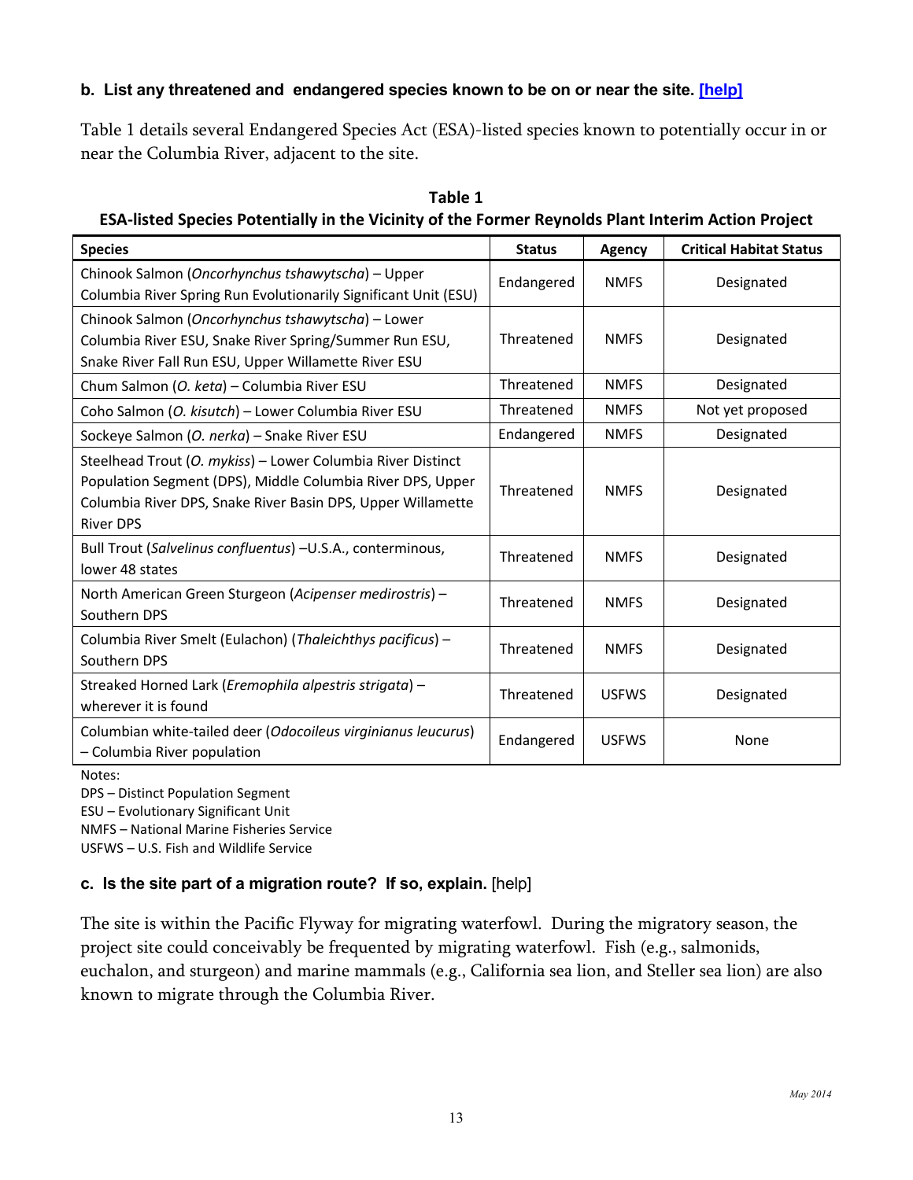**b. List any threatened and endangered species known to be on or near the site. [help]**

Table 1 details several Endangered Species Act (ESA)-listed species known to potentially occur in or near the Columbia River, adjacent to the site.

**Table 1**
**ESA-listed Species Potentially in the Vicinity of the Former Reynolds Plant Interim Action Project**

| Species | Status | Agency | Critical Habitat Status |
|---|---|---|---|
| Chinook Salmon (*Oncorhynchus tshawytscha*) – Upper Columbia River Spring Run Evolutionarily Significant Unit (ESU) | Endangered | NMFS | Designated |
| Chinook Salmon (*Oncorhynchus tshawytscha*) – Lower Columbia River ESU, Snake River Spring/Summer Run ESU, Snake River Fall Run ESU, Upper Willamette River ESU | Threatened | NMFS | Designated |
| Chum Salmon (*O. keta*) – Columbia River ESU | Threatened | NMFS | Designated |
| Coho Salmon (*O. kisutch*) – Lower Columbia River ESU | Threatened | NMFS | Not yet proposed |
| Sockeye Salmon (*O. nerka*) – Snake River ESU | Endangered | NMFS | Designated |
| Steelhead Trout (*O. mykiss*) – Lower Columbia River Distinct Population Segment (DPS), Middle Columbia River DPS, Upper Columbia River DPS, Snake River Basin DPS, Upper Willamette River DPS | Threatened | NMFS | Designated |
| Bull Trout (*Salvelinus confluentus*) –U.S.A., conterminous, lower 48 states | Threatened | NMFS | Designated |
| North American Green Sturgeon (*Acipenser medirostris*) – Southern DPS | Threatened | NMFS | Designated |
| Columbia River Smelt (Eulachon) (*Thaleichthys pacificus*) – Southern DPS | Threatened | NMFS | Designated |
| Streaked Horned Lark (*Eremophila alpestris strigata*) – wherever it is found | Threatened | USFWS | Designated |
| Columbian white-tailed deer (*Odocoileus virginianus leucurus*) – Columbia River population | Endangered | USFWS | None |

Notes:
DPS – Distinct Population Segment
ESU – Evolutionary Significant Unit
NMFS – National Marine Fisheries Service
USFWS – U.S. Fish and Wildlife Service

**c. Is the site part of a migration route? If so, explain.** [help]

The site is within the Pacific Flyway for migrating waterfowl. During the migratory season, the project site could conceivably be frequented by migrating waterfowl. Fish (e.g., salmonids, euchalon, and sturgeon) and marine mammals (e.g., California sea lion, and Steller sea lion) are also known to migrate through the Columbia River.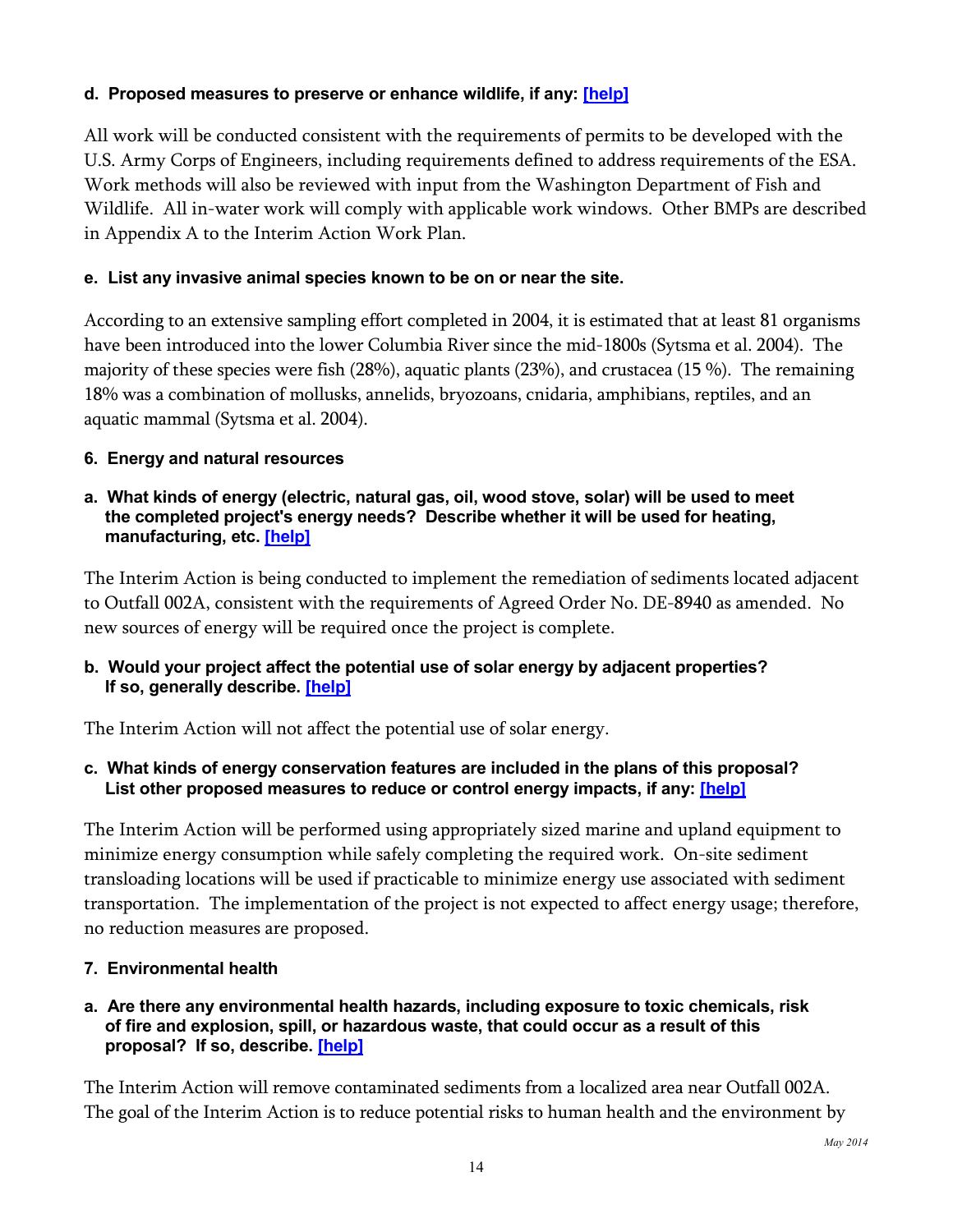**d. Proposed measures to preserve or enhance wildlife, if any: [help]**

All work will be conducted consistent with the requirements of permits to be developed with the U.S. Army Corps of Engineers, including requirements defined to address requirements of the ESA. Work methods will also be reviewed with input from the Washington Department of Fish and Wildlife. All in-water work will comply with applicable work windows. Other BMPs are described in Appendix A to the Interim Action Work Plan.

**e. List any invasive animal species known to be on or near the site.**

According to an extensive sampling effort completed in 2004, it is estimated that at least 81 organisms have been introduced into the lower Columbia River since the mid-1800s (Sytsma et al. 2004). The majority of these species were fish (28%), aquatic plants (23%), and crustacea (15 %). The remaining 18% was a combination of mollusks, annelids, bryozoans, cnidaria, amphibians, reptiles, and an aquatic mammal (Sytsma et al. 2004).

## 6. Energy and natural resources

**a. What kinds of energy (electric, natural gas, oil, wood stove, solar) will be used to meet the completed project's energy needs? Describe whether it will be used for heating, manufacturing, etc. [help]**

The Interim Action is being conducted to implement the remediation of sediments located adjacent to Outfall 002A, consistent with the requirements of Agreed Order No. DE-8940 as amended. No new sources of energy will be required once the project is complete.

**b. Would your project affect the potential use of solar energy by adjacent properties? If so, generally describe. [help]**

The Interim Action will not affect the potential use of solar energy.

**c. What kinds of energy conservation features are included in the plans of this proposal? List other proposed measures to reduce or control energy impacts, if any: [help]**

The Interim Action will be performed using appropriately sized marine and upland equipment to minimize energy consumption while safely completing the required work. On-site sediment transloading locations will be used if practicable to minimize energy use associated with sediment transportation. The implementation of the project is not expected to affect energy usage; therefore, no reduction measures are proposed.

## 7. Environmental health

**a. Are there any environmental health hazards, including exposure to toxic chemicals, risk of fire and explosion, spill, or hazardous waste, that could occur as a result of this proposal? If so, describe. [help]**

The Interim Action will remove contaminated sediments from a localized area near Outfall 002A. The goal of the Interim Action is to reduce potential risks to human health and the environment by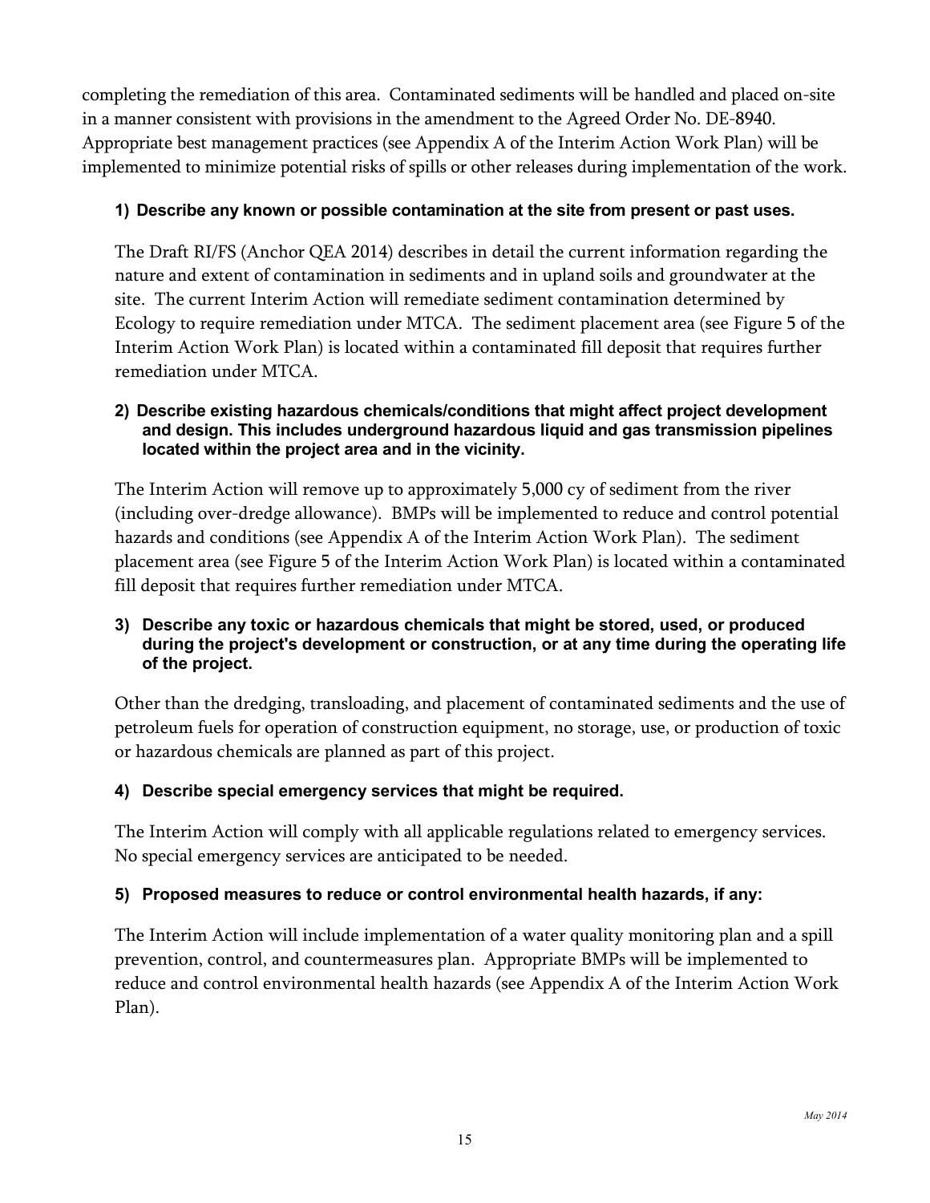completing the remediation of this area. Contaminated sediments will be handled and placed on-site in a manner consistent with provisions in the amendment to the Agreed Order No. DE-8940. Appropriate best management practices (see Appendix A of the Interim Action Work Plan) will be implemented to minimize potential risks of spills or other releases during implementation of the work.

**1) Describe any known or possible contamination at the site from present or past uses.**

The Draft RI/FS (Anchor QEA 2014) describes in detail the current information regarding the nature and extent of contamination in sediments and in upland soils and groundwater at the site. The current Interim Action will remediate sediment contamination determined by Ecology to require remediation under MTCA. The sediment placement area (see Figure 5 of the Interim Action Work Plan) is located within a contaminated fill deposit that requires further remediation under MTCA.

**2) Describe existing hazardous chemicals/conditions that might affect project development and design. This includes underground hazardous liquid and gas transmission pipelines located within the project area and in the vicinity.**

The Interim Action will remove up to approximately 5,000 cy of sediment from the river (including over-dredge allowance). BMPs will be implemented to reduce and control potential hazards and conditions (see Appendix A of the Interim Action Work Plan). The sediment placement area (see Figure 5 of the Interim Action Work Plan) is located within a contaminated fill deposit that requires further remediation under MTCA.

**3) Describe any toxic or hazardous chemicals that might be stored, used, or produced during the project's development or construction, or at any time during the operating life of the project.**

Other than the dredging, transloading, and placement of contaminated sediments and the use of petroleum fuels for operation of construction equipment, no storage, use, or production of toxic or hazardous chemicals are planned as part of this project.

**4) Describe special emergency services that might be required.**

The Interim Action will comply with all applicable regulations related to emergency services. No special emergency services are anticipated to be needed.

**5) Proposed measures to reduce or control environmental health hazards, if any:**

The Interim Action will include implementation of a water quality monitoring plan and a spill prevention, control, and countermeasures plan. Appropriate BMPs will be implemented to reduce and control environmental health hazards (see Appendix A of the Interim Action Work Plan).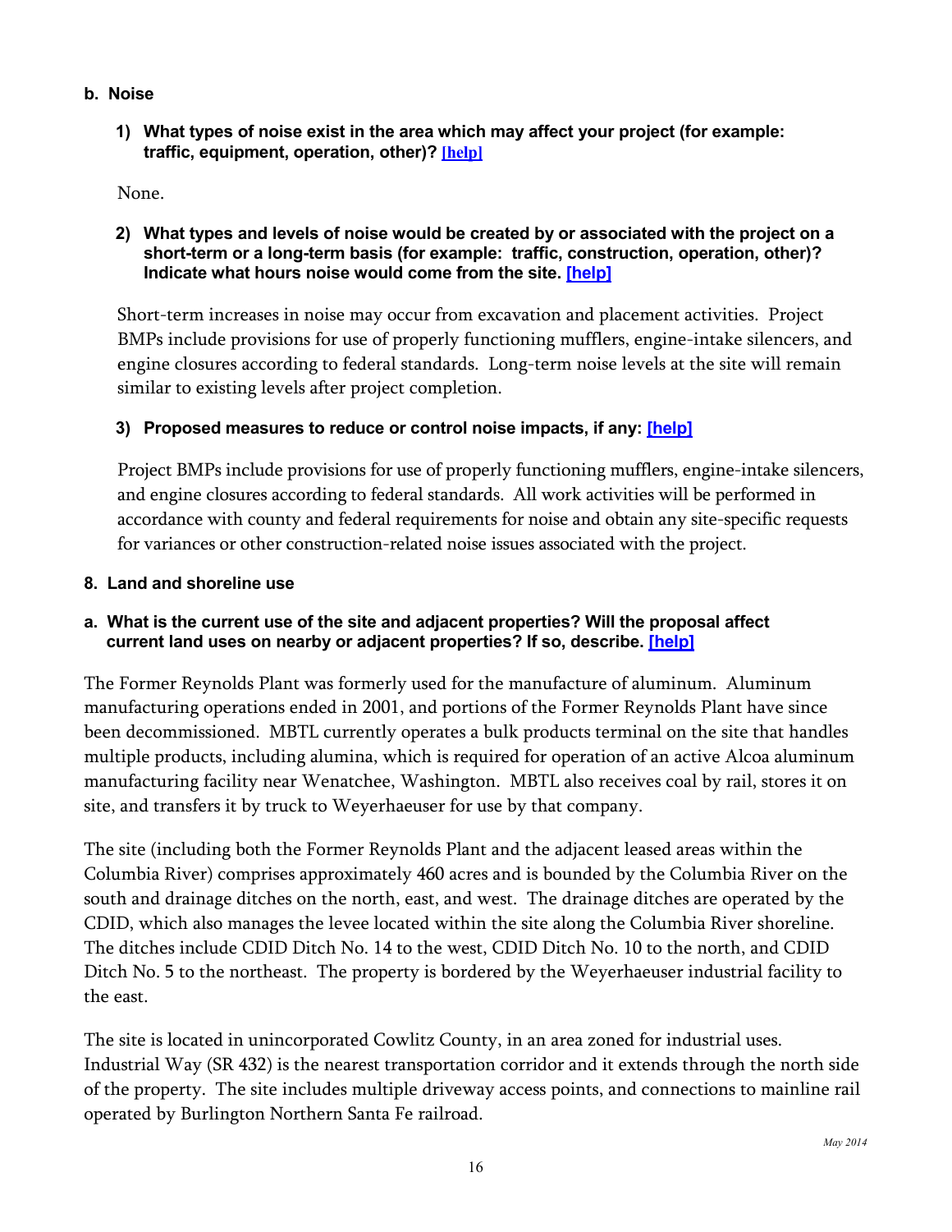### b. Noise

**1) What types of noise exist in the area which may affect your project (for example: traffic, equipment, operation, other)? [help]**

None.

**2) What types and levels of noise would be created by or associated with the project on a short-term or a long-term basis (for example: traffic, construction, operation, other)? Indicate what hours noise would come from the site. [help]**

Short-term increases in noise may occur from excavation and placement activities. Project BMPs include provisions for use of properly functioning mufflers, engine-intake silencers, and engine closures according to federal standards. Long-term noise levels at the site will remain similar to existing levels after project completion.

**3) Proposed measures to reduce or control noise impacts, if any: [help]**

Project BMPs include provisions for use of properly functioning mufflers, engine-intake silencers, and engine closures according to federal standards. All work activities will be performed in accordance with county and federal requirements for noise and obtain any site-specific requests for variances or other construction-related noise issues associated with the project.

## 8. Land and shoreline use

### a. What is the current use of the site and adjacent properties? Will the proposal affect current land uses on nearby or adjacent properties? If so, describe. [help]

The Former Reynolds Plant was formerly used for the manufacture of aluminum. Aluminum manufacturing operations ended in 2001, and portions of the Former Reynolds Plant have since been decommissioned. MBTL currently operates a bulk products terminal on the site that handles multiple products, including alumina, which is required for operation of an active Alcoa aluminum manufacturing facility near Wenatchee, Washington. MBTL also receives coal by rail, stores it on site, and transfers it by truck to Weyerhaeuser for use by that company.

The site (including both the Former Reynolds Plant and the adjacent leased areas within the Columbia River) comprises approximately 460 acres and is bounded by the Columbia River on the south and drainage ditches on the north, east, and west. The drainage ditches are operated by the CDID, which also manages the levee located within the site along the Columbia River shoreline. The ditches include CDID Ditch No. 14 to the west, CDID Ditch No. 10 to the north, and CDID Ditch No. 5 to the northeast. The property is bordered by the Weyerhaeuser industrial facility to the east.

The site is located in unincorporated Cowlitz County, in an area zoned for industrial uses. Industrial Way (SR 432) is the nearest transportation corridor and it extends through the north side of the property. The site includes multiple driveway access points, and connections to mainline rail operated by Burlington Northern Santa Fe railroad.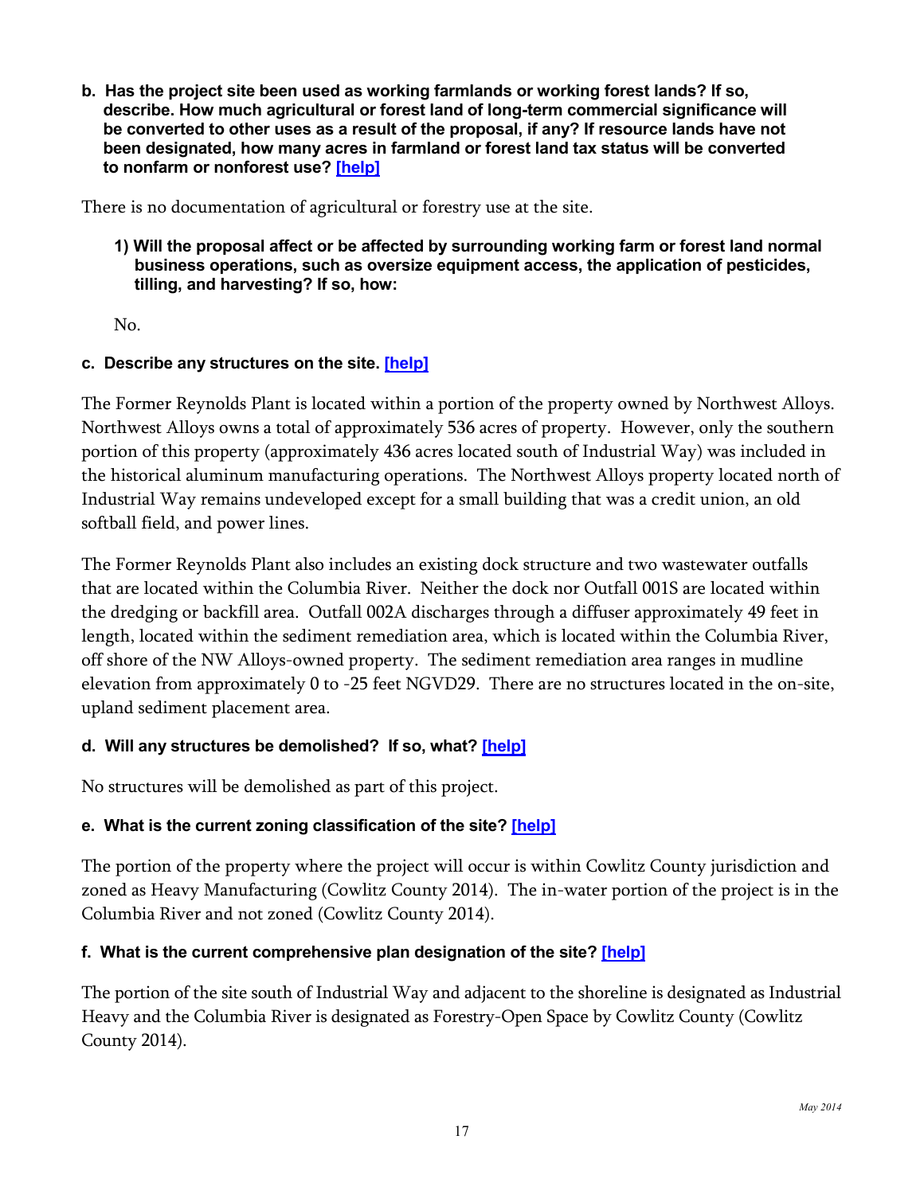**b. Has the project site been used as working farmlands or working forest lands? If so, describe. How much agricultural or forest land of long-term commercial significance will be converted to other uses as a result of the proposal, if any? If resource lands have not been designated, how many acres in farmland or forest land tax status will be converted to nonfarm or nonforest use? [help]**

There is no documentation of agricultural or forestry use at the site.

**1) Will the proposal affect or be affected by surrounding working farm or forest land normal business operations, such as oversize equipment access, the application of pesticides, tilling, and harvesting? If so, how:**

No.

**c. Describe any structures on the site. [help]**

The Former Reynolds Plant is located within a portion of the property owned by Northwest Alloys. Northwest Alloys owns a total of approximately 536 acres of property. However, only the southern portion of this property (approximately 436 acres located south of Industrial Way) was included in the historical aluminum manufacturing operations. The Northwest Alloys property located north of Industrial Way remains undeveloped except for a small building that was a credit union, an old softball field, and power lines.

The Former Reynolds Plant also includes an existing dock structure and two wastewater outfalls that are located within the Columbia River. Neither the dock nor Outfall 001S are located within the dredging or backfill area. Outfall 002A discharges through a diffuser approximately 49 feet in length, located within the sediment remediation area, which is located within the Columbia River, off shore of the NW Alloys-owned property. The sediment remediation area ranges in mudline elevation from approximately 0 to -25 feet NGVD29. There are no structures located in the on-site, upland sediment placement area.

**d. Will any structures be demolished? If so, what? [help]**

No structures will be demolished as part of this project.

**e. What is the current zoning classification of the site? [help]**

The portion of the property where the project will occur is within Cowlitz County jurisdiction and zoned as Heavy Manufacturing (Cowlitz County 2014). The in-water portion of the project is in the Columbia River and not zoned (Cowlitz County 2014).

**f. What is the current comprehensive plan designation of the site? [help]**

The portion of the site south of Industrial Way and adjacent to the shoreline is designated as Industrial Heavy and the Columbia River is designated as Forestry-Open Space by Cowlitz County (Cowlitz County 2014).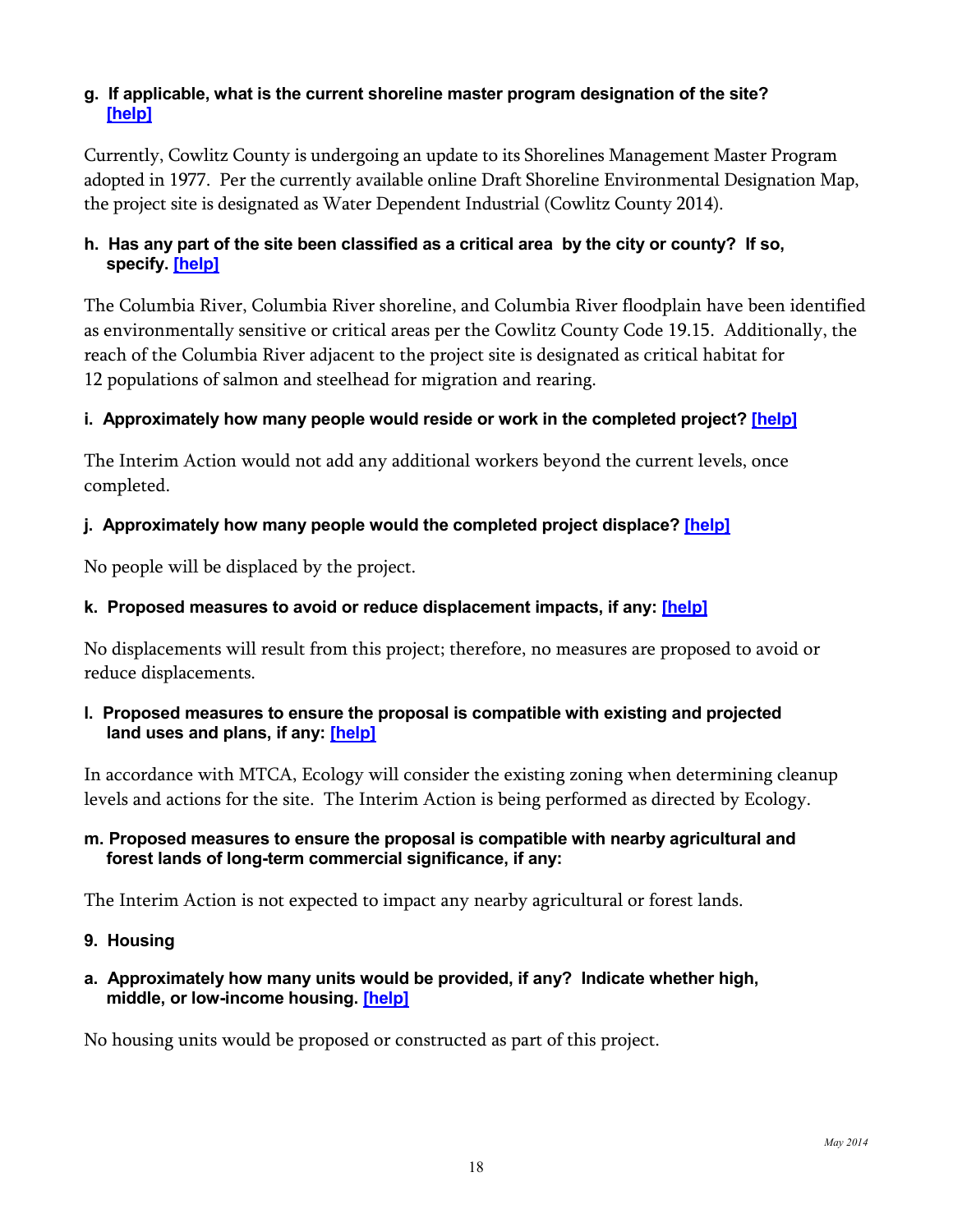**g. If applicable, what is the current shoreline master program designation of the site? [help]**

Currently, Cowlitz County is undergoing an update to its Shorelines Management Master Program adopted in 1977. Per the currently available online Draft Shoreline Environmental Designation Map, the project site is designated as Water Dependent Industrial (Cowlitz County 2014).

**h. Has any part of the site been classified as a critical area by the city or county? If so, specify. [help]**

The Columbia River, Columbia River shoreline, and Columbia River floodplain have been identified as environmentally sensitive or critical areas per the Cowlitz County Code 19.15. Additionally, the reach of the Columbia River adjacent to the project site is designated as critical habitat for 12 populations of salmon and steelhead for migration and rearing.

**i. Approximately how many people would reside or work in the completed project? [help]**

The Interim Action would not add any additional workers beyond the current levels, once completed.

**j. Approximately how many people would the completed project displace? [help]**

No people will be displaced by the project.

**k. Proposed measures to avoid or reduce displacement impacts, if any: [help]**

No displacements will result from this project; therefore, no measures are proposed to avoid or reduce displacements.

**l. Proposed measures to ensure the proposal is compatible with existing and projected land uses and plans, if any: [help]**

In accordance with MTCA, Ecology will consider the existing zoning when determining cleanup levels and actions for the site. The Interim Action is being performed as directed by Ecology.

**m. Proposed measures to ensure the proposal is compatible with nearby agricultural and forest lands of long-term commercial significance, if any:**

The Interim Action is not expected to impact any nearby agricultural or forest lands.

**9. Housing**

**a. Approximately how many units would be provided, if any? Indicate whether high, middle, or low-income housing. [help]**

No housing units would be proposed or constructed as part of this project.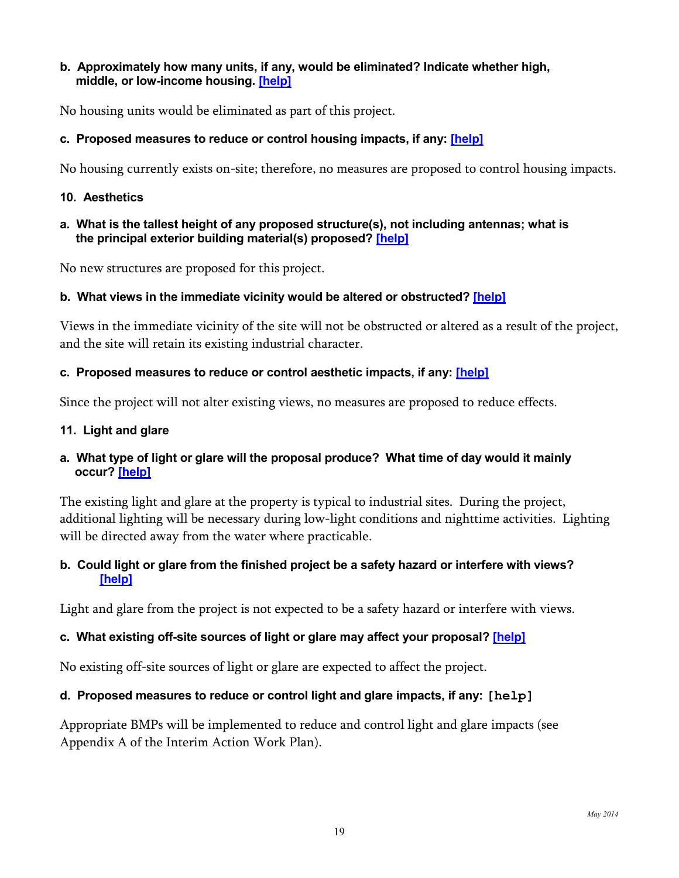**b. Approximately how many units, if any, would be eliminated? Indicate whether high, middle, or low-income housing. [help]**

No housing units would be eliminated as part of this project.

**c. Proposed measures to reduce or control housing impacts, if any: [help]**

No housing currently exists on-site; therefore, no measures are proposed to control housing impacts.

### 10. Aesthetics

**a. What is the tallest height of any proposed structure(s), not including antennas; what is the principal exterior building material(s) proposed? [help]**

No new structures are proposed for this project.

**b. What views in the immediate vicinity would be altered or obstructed? [help]**

Views in the immediate vicinity of the site will not be obstructed or altered as a result of the project, and the site will retain its existing industrial character.

**c. Proposed measures to reduce or control aesthetic impacts, if any: [help]**

Since the project will not alter existing views, no measures are proposed to reduce effects.

### 11. Light and glare

**a. What type of light or glare will the proposal produce? What time of day would it mainly occur? [help]**

The existing light and glare at the property is typical to industrial sites. During the project, additional lighting will be necessary during low-light conditions and nighttime activities. Lighting will be directed away from the water where practicable.

**b. Could light or glare from the finished project be a safety hazard or interfere with views? [help]**

Light and glare from the project is not expected to be a safety hazard or interfere with views.

**c. What existing off-site sources of light or glare may affect your proposal? [help]**

No existing off-site sources of light or glare are expected to affect the project.

**d. Proposed measures to reduce or control light and glare impacts, if any: [help]**

Appropriate BMPs will be implemented to reduce and control light and glare impacts (see Appendix A of the Interim Action Work Plan).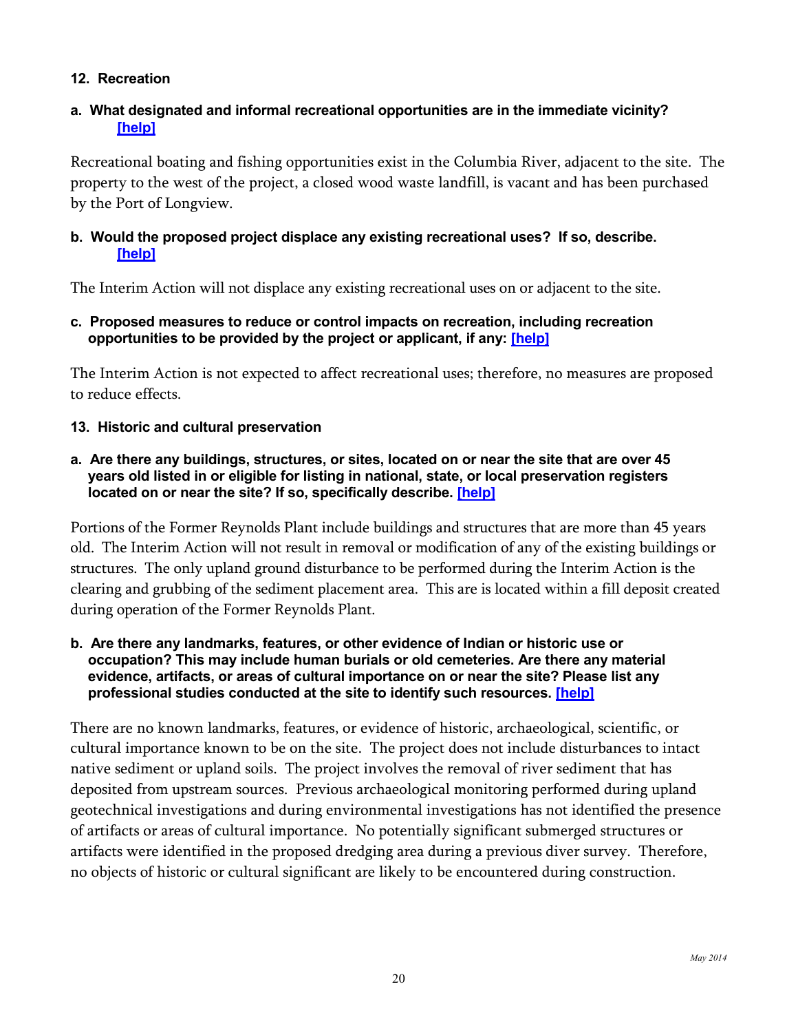## 12. Recreation

**a. What designated and informal recreational opportunities are in the immediate vicinity? [help]**

Recreational boating and fishing opportunities exist in the Columbia River, adjacent to the site. The property to the west of the project, a closed wood waste landfill, is vacant and has been purchased by the Port of Longview.

**b. Would the proposed project displace any existing recreational uses? If so, describe. [help]**

The Interim Action will not displace any existing recreational uses on or adjacent to the site.

**c. Proposed measures to reduce or control impacts on recreation, including recreation opportunities to be provided by the project or applicant, if any: [help]**

The Interim Action is not expected to affect recreational uses; therefore, no measures are proposed to reduce effects.

## 13. Historic and cultural preservation

**a. Are there any buildings, structures, or sites, located on or near the site that are over 45 years old listed in or eligible for listing in national, state, or local preservation registers located on or near the site? If so, specifically describe. [help]**

Portions of the Former Reynolds Plant include buildings and structures that are more than 45 years old. The Interim Action will not result in removal or modification of any of the existing buildings or structures. The only upland ground disturbance to be performed during the Interim Action is the clearing and grubbing of the sediment placement area. This are is located within a fill deposit created during operation of the Former Reynolds Plant.

**b. Are there any landmarks, features, or other evidence of Indian or historic use or occupation? This may include human burials or old cemeteries. Are there any material evidence, artifacts, or areas of cultural importance on or near the site? Please list any professional studies conducted at the site to identify such resources. [help]**

There are no known landmarks, features, or evidence of historic, archaeological, scientific, or cultural importance known to be on the site. The project does not include disturbances to intact native sediment or upland soils. The project involves the removal of river sediment that has deposited from upstream sources. Previous archaeological monitoring performed during upland geotechnical investigations and during environmental investigations has not identified the presence of artifacts or areas of cultural importance. No potentially significant submerged structures or artifacts were identified in the proposed dredging area during a previous diver survey. Therefore, no objects of historic or cultural significant are likely to be encountered during construction.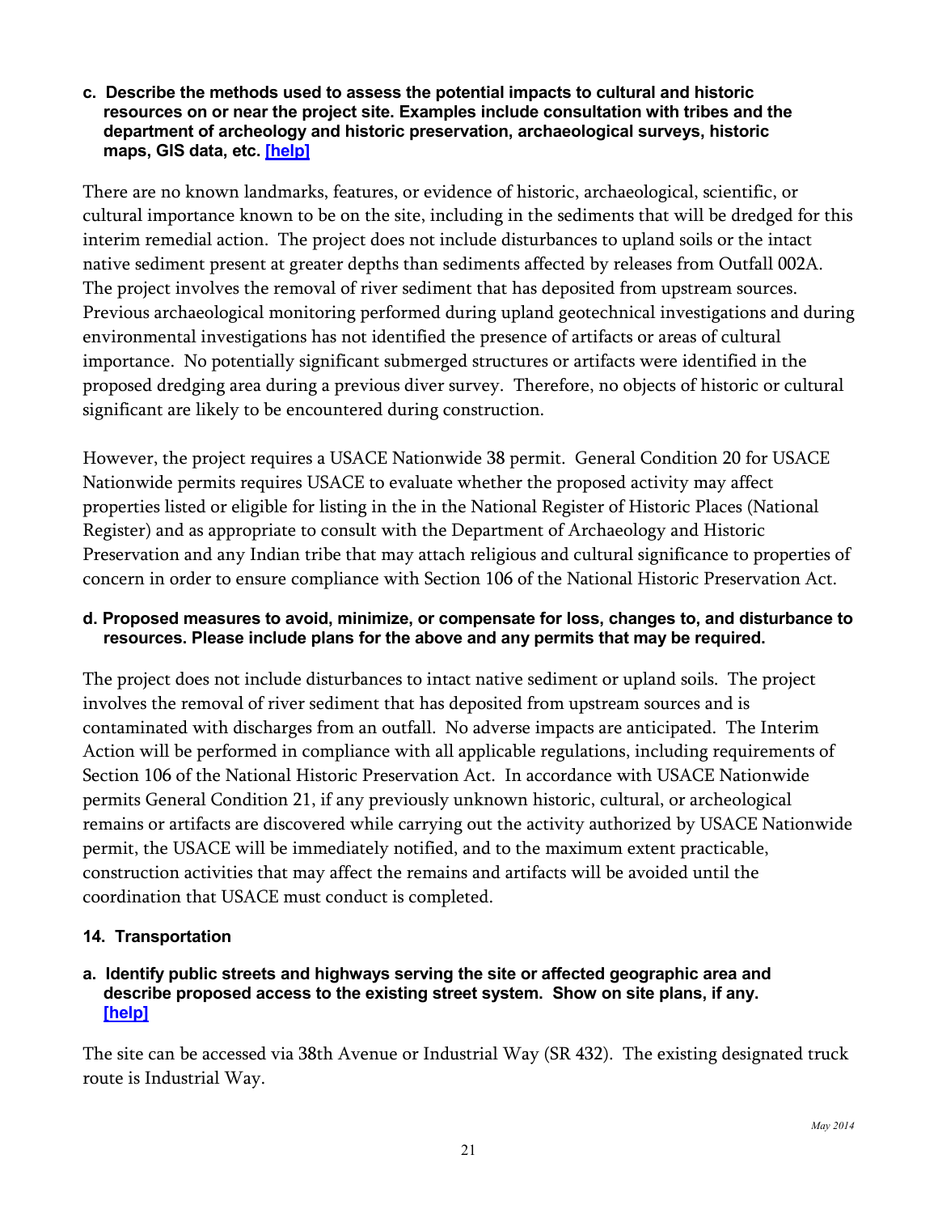**c. Describe the methods used to assess the potential impacts to cultural and historic resources on or near the project site. Examples include consultation with tribes and the department of archeology and historic preservation, archaeological surveys, historic maps, GIS data, etc. [help]**

There are no known landmarks, features, or evidence of historic, archaeological, scientific, or cultural importance known to be on the site, including in the sediments that will be dredged for this interim remedial action. The project does not include disturbances to upland soils or the intact native sediment present at greater depths than sediments affected by releases from Outfall 002A. The project involves the removal of river sediment that has deposited from upstream sources. Previous archaeological monitoring performed during upland geotechnical investigations and during environmental investigations has not identified the presence of artifacts or areas of cultural importance. No potentially significant submerged structures or artifacts were identified in the proposed dredging area during a previous diver survey. Therefore, no objects of historic or cultural significant are likely to be encountered during construction.

However, the project requires a USACE Nationwide 38 permit. General Condition 20 for USACE Nationwide permits requires USACE to evaluate whether the proposed activity may affect properties listed or eligible for listing in the in the National Register of Historic Places (National Register) and as appropriate to consult with the Department of Archaeology and Historic Preservation and any Indian tribe that may attach religious and cultural significance to properties of concern in order to ensure compliance with Section 106 of the National Historic Preservation Act.

**d. Proposed measures to avoid, minimize, or compensate for loss, changes to, and disturbance to resources. Please include plans for the above and any permits that may be required.**

The project does not include disturbances to intact native sediment or upland soils. The project involves the removal of river sediment that has deposited from upstream sources and is contaminated with discharges from an outfall. No adverse impacts are anticipated. The Interim Action will be performed in compliance with all applicable regulations, including requirements of Section 106 of the National Historic Preservation Act. In accordance with USACE Nationwide permits General Condition 21, if any previously unknown historic, cultural, or archeological remains or artifacts are discovered while carrying out the activity authorized by USACE Nationwide permit, the USACE will be immediately notified, and to the maximum extent practicable, construction activities that may affect the remains and artifacts will be avoided until the coordination that USACE must conduct is completed.

### 14. Transportation

**a. Identify public streets and highways serving the site or affected geographic area and describe proposed access to the existing street system. Show on site plans, if any. [help]**

The site can be accessed via 38th Avenue or Industrial Way (SR 432). The existing designated truck route is Industrial Way.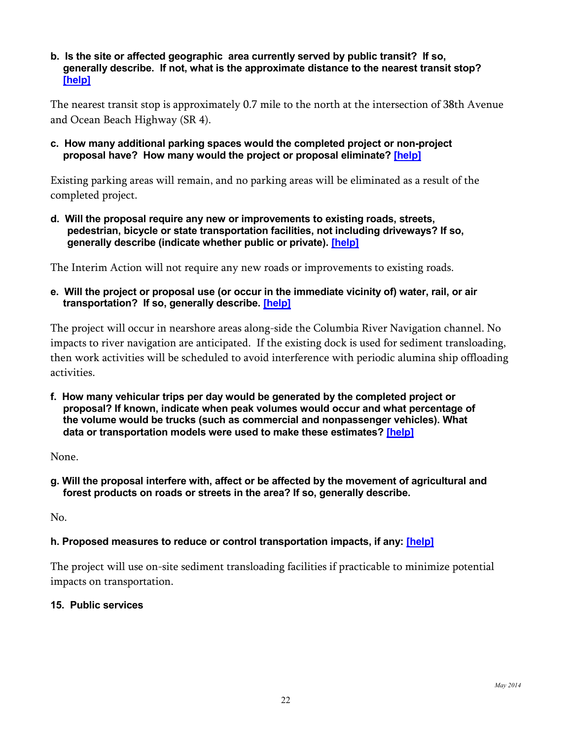**b. Is the site or affected geographic area currently served by public transit? If so, generally describe. If not, what is the approximate distance to the nearest transit stop? [help]**

The nearest transit stop is approximately 0.7 mile to the north at the intersection of 38th Avenue and Ocean Beach Highway (SR 4).

**c. How many additional parking spaces would the completed project or non-project proposal have? How many would the project or proposal eliminate? [help]**

Existing parking areas will remain, and no parking areas will be eliminated as a result of the completed project.

**d. Will the proposal require any new or improvements to existing roads, streets, pedestrian, bicycle or state transportation facilities, not including driveways? If so, generally describe (indicate whether public or private). [help]**

The Interim Action will not require any new roads or improvements to existing roads.

**e. Will the project or proposal use (or occur in the immediate vicinity of) water, rail, or air transportation? If so, generally describe. [help]**

The project will occur in nearshore areas along-side the Columbia River Navigation channel. No impacts to river navigation are anticipated. If the existing dock is used for sediment transloading, then work activities will be scheduled to avoid interference with periodic alumina ship offloading activities.

**f. How many vehicular trips per day would be generated by the completed project or proposal? If known, indicate when peak volumes would occur and what percentage of the volume would be trucks (such as commercial and nonpassenger vehicles). What data or transportation models were used to make these estimates? [help]**

None.

**g. Will the proposal interfere with, affect or be affected by the movement of agricultural and forest products on roads or streets in the area? If so, generally describe.**

No.

**h. Proposed measures to reduce or control transportation impacts, if any: [help]**

The project will use on-site sediment transloading facilities if practicable to minimize potential impacts on transportation.

**15. Public services**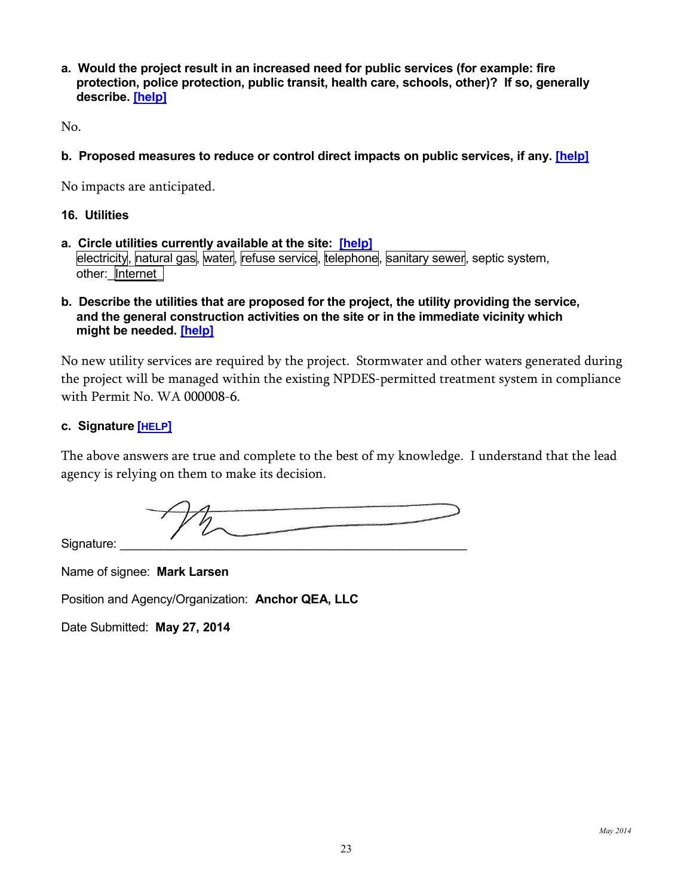**a. Would the project result in an increased need for public services (for example: fire protection, police protection, public transit, health care, schools, other)? If so, generally describe. [help]**

No.

**b. Proposed measures to reduce or control direct impacts on public services, if any. [help]**

No impacts are anticipated.

**16. Utilities**

**a. Circle utilities currently available at the site: [help]**
electricity, natural gas, water, refuse service, telephone, sanitary sewer, septic system, other: Internet

**b. Describe the utilities that are proposed for the project, the utility providing the service, and the general construction activities on the site or in the immediate vicinity which might be needed. [help]**

No new utility services are required by the project. Stormwater and other waters generated during the project will be managed within the existing NPDES-permitted treatment system in compliance with Permit No. WA 000008-6.

**c. Signature [HELP]**

The above answers are true and complete to the best of my knowledge. I understand that the lead agency is relying on them to make its decision.

Signature: ______________________________

Name of signee: **Mark Larsen**

Position and Agency/Organization: **Anchor QEA, LLC**

Date Submitted: **May 27, 2014**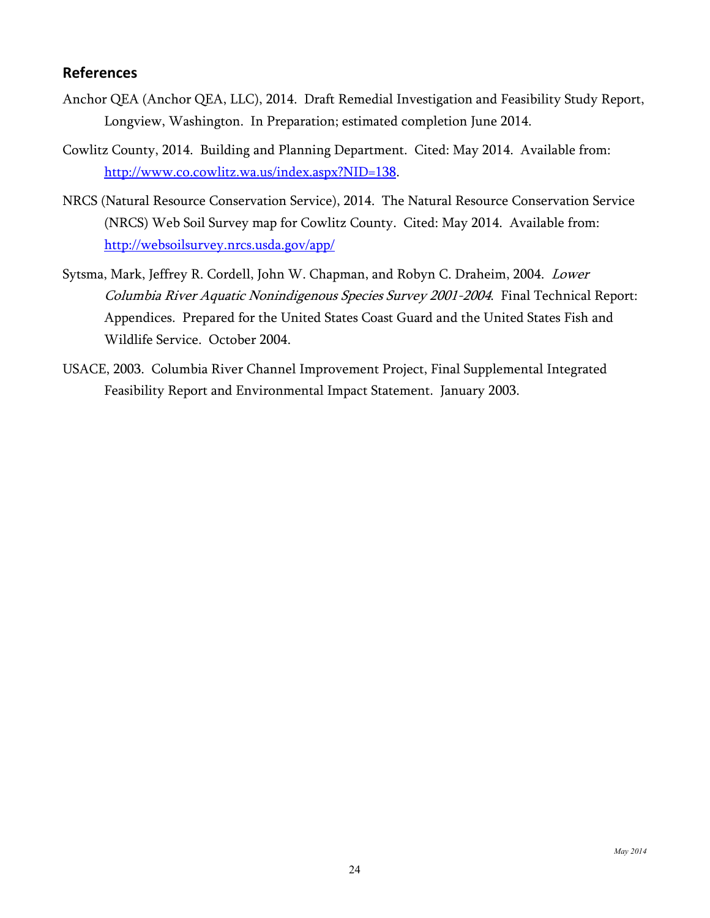## References

Anchor QEA (Anchor QEA, LLC), 2014. Draft Remedial Investigation and Feasibility Study Report, Longview, Washington. In Preparation; estimated completion June 2014.

Cowlitz County, 2014. Building and Planning Department. Cited: May 2014. Available from: http://www.co.cowlitz.wa.us/index.aspx?NID=138.

NRCS (Natural Resource Conservation Service), 2014. The Natural Resource Conservation Service (NRCS) Web Soil Survey map for Cowlitz County. Cited: May 2014. Available from: http://websoilsurvey.nrcs.usda.gov/app/

Sytsma, Mark, Jeffrey R. Cordell, John W. Chapman, and Robyn C. Draheim, 2004. *Lower Columbia River Aquatic Nonindigenous Species Survey 2001-2004*. Final Technical Report: Appendices. Prepared for the United States Coast Guard and the United States Fish and Wildlife Service. October 2004.

USACE, 2003. Columbia River Channel Improvement Project, Final Supplemental Integrated Feasibility Report and Environmental Impact Statement. January 2003.